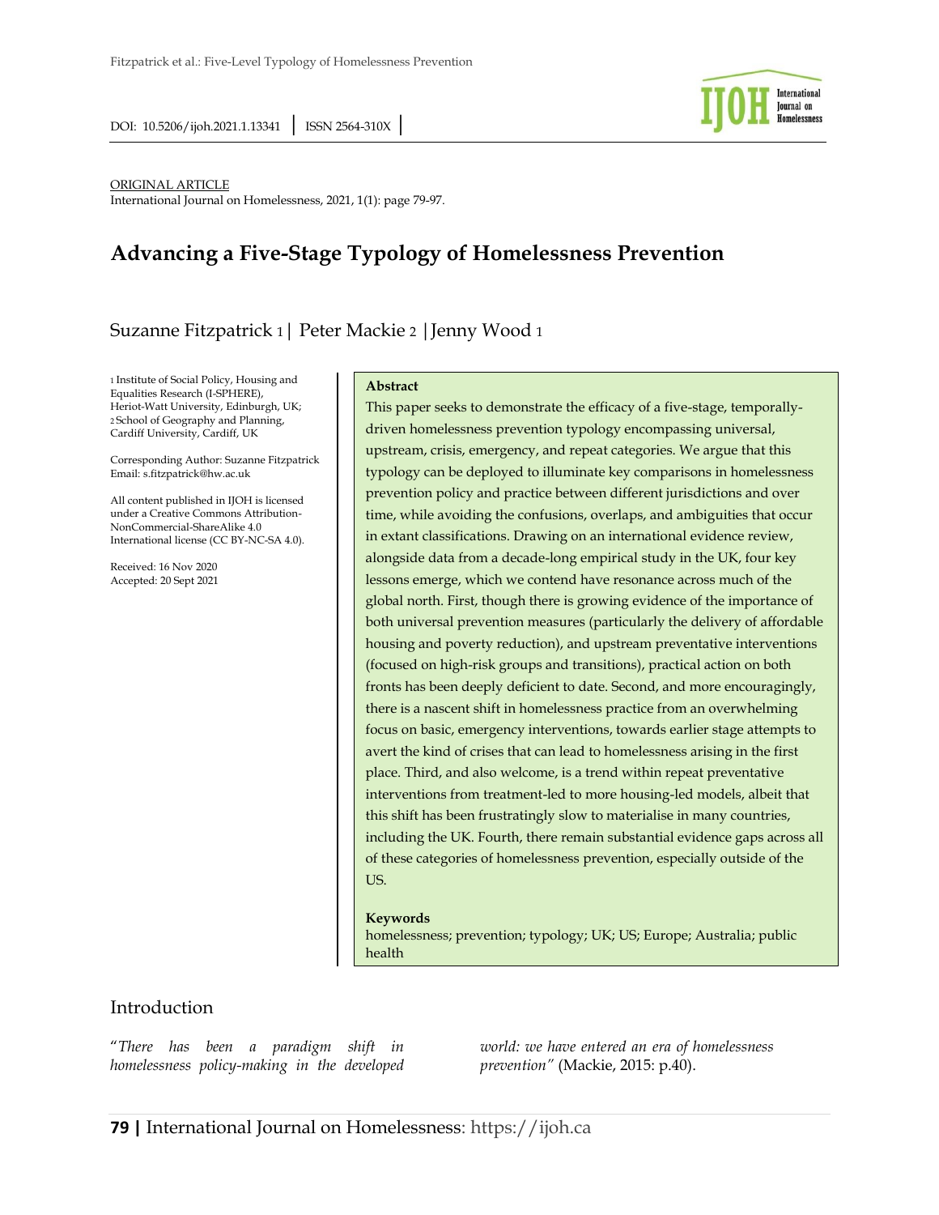DOI: 10.5206/ijoh.2021.1.13341 | ISSN 2564-310X

ORIGINAL ARTICLE
International Journal on Homelessness, 2021, 1(1): page 79-97.

# Advancing a Five-Stage Typology of Homelessness Prevention

Suzanne Fitzpatrick [1] | Peter Mackie [2] | Jenny Wood [1]

[1] Institute of Social Policy, Housing and Equalities Research (I-SPHERE), Heriot-Watt University, Edinburgh, UK; [2] School of Geography and Planning, Cardiff University, Cardiff, UK

Corresponding Author: Suzanne Fitzpatrick Email: s.fitzpatrick@hw.ac.uk

All content published in IJOH is licensed under a Creative Commons Attribution-NonCommercial-ShareAlike 4.0 International license (CC BY-NC-SA 4.0).

Received: 16 Nov 2020
Accepted: 20 Sept 2021

**Abstract**

This paper seeks to demonstrate the efficacy of a five-stage, temporally-driven homelessness prevention typology encompassing universal, upstream, crisis, emergency, and repeat categories. We argue that this typology can be deployed to illuminate key comparisons in homelessness prevention policy and practice between different jurisdictions and over time, while avoiding the confusions, overlaps, and ambiguities that occur in extant classifications. Drawing on an international evidence review, alongside data from a decade-long empirical study in the UK, four key lessons emerge, which we contend have resonance across much of the global north. First, though there is growing evidence of the importance of both universal prevention measures (particularly the delivery of affordable housing and poverty reduction), and upstream preventative interventions (focused on high-risk groups and transitions), practical action on both fronts has been deeply deficient to date. Second, and more encouragingly, there is a nascent shift in homelessness practice from an overwhelming focus on basic, emergency interventions, towards earlier stage attempts to avert the kind of crises that can lead to homelessness arising in the first place. Third, and also welcome, is a trend within repeat preventative interventions from treatment-led to more housing-led models, albeit that this shift has been frustratingly slow to materialise in many countries, including the UK. Fourth, there remain substantial evidence gaps across all of these categories of homelessness prevention, especially outside of the US.

**Keywords**
homelessness; prevention; typology; UK; US; Europe; Australia; public health

## Introduction

"*There has been a paradigm shift in homelessness policy-making in the developed world: we have entered an era of homelessness prevention"* (Mackie, 2015: p.40).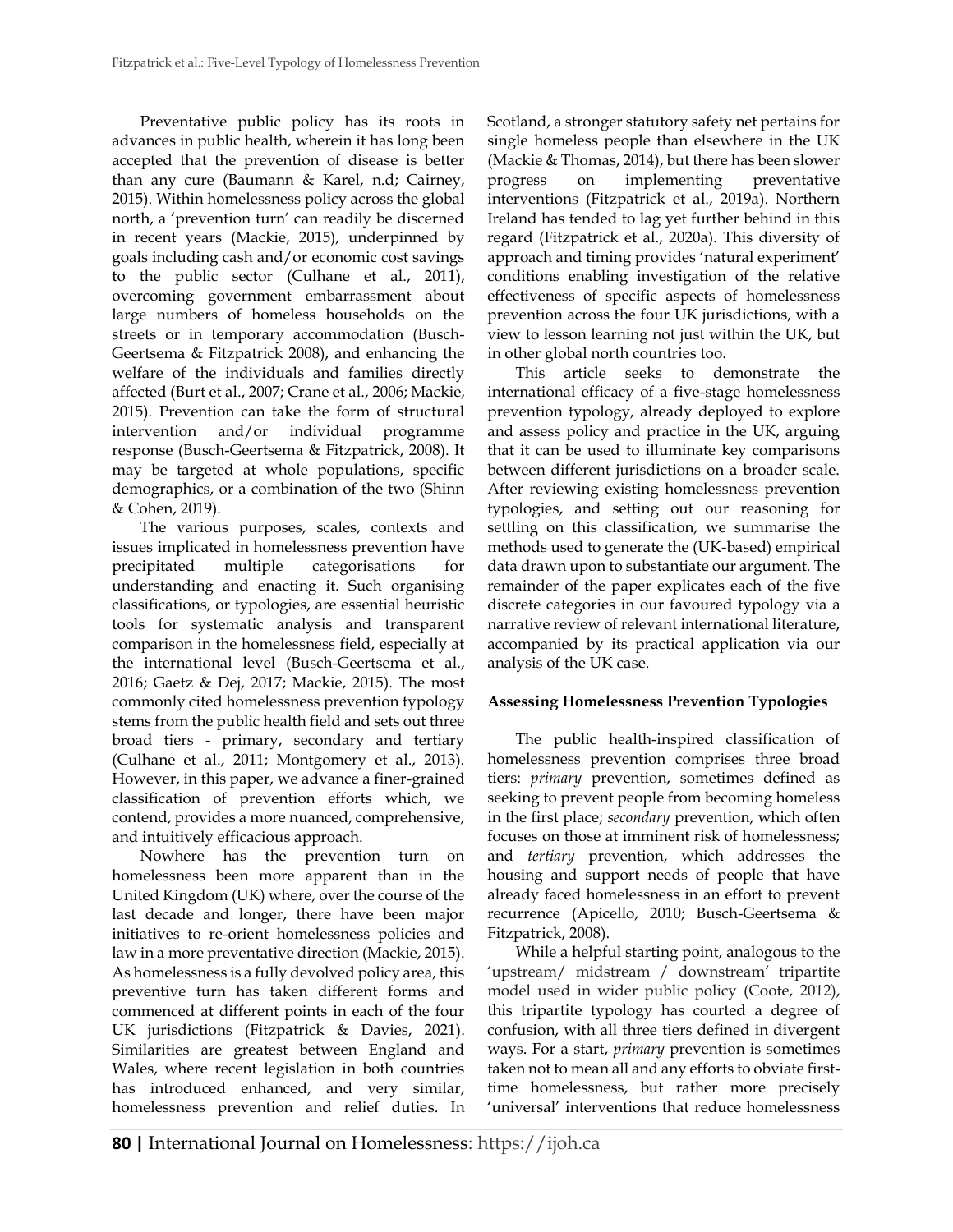Preventative public policy has its roots in advances in public health, wherein it has long been accepted that the prevention of disease is better than any cure (Baumann & Karel, n.d; Cairney, 2015). Within homelessness policy across the global north, a 'prevention turn' can readily be discerned in recent years (Mackie, 2015), underpinned by goals including cash and/or economic cost savings to the public sector (Culhane et al., 2011), overcoming government embarrassment about large numbers of homeless households on the streets or in temporary accommodation (Busch-Geertsema & Fitzpatrick 2008), and enhancing the welfare of the individuals and families directly affected (Burt et al., 2007; Crane et al., 2006; Mackie, 2015). Prevention can take the form of structural intervention and/or individual programme response (Busch-Geertsema & Fitzpatrick, 2008). It may be targeted at whole populations, specific demographics, or a combination of the two (Shinn & Cohen, 2019).

The various purposes, scales, contexts and issues implicated in homelessness prevention have precipitated multiple categorisations for understanding and enacting it. Such organising classifications, or typologies, are essential heuristic tools for systematic analysis and transparent comparison in the homelessness field, especially at the international level (Busch-Geertsema et al., 2016; Gaetz & Dej, 2017; Mackie, 2015). The most commonly cited homelessness prevention typology stems from the public health field and sets out three broad tiers - primary, secondary and tertiary (Culhane et al., 2011; Montgomery et al., 2013). However, in this paper, we advance a finer-grained classification of prevention efforts which, we contend, provides a more nuanced, comprehensive, and intuitively efficacious approach.

Nowhere has the prevention turn on homelessness been more apparent than in the United Kingdom (UK) where, over the course of the last decade and longer, there have been major initiatives to re-orient homelessness policies and law in a more preventative direction (Mackie, 2015). As homelessness is a fully devolved policy area, this preventive turn has taken different forms and commenced at different points in each of the four UK jurisdictions (Fitzpatrick & Davies, 2021). Similarities are greatest between England and Wales, where recent legislation in both countries has introduced enhanced, and very similar, homelessness prevention and relief duties. In Scotland, a stronger statutory safety net pertains for single homeless people than elsewhere in the UK (Mackie & Thomas, 2014), but there has been slower progress on implementing preventative interventions (Fitzpatrick et al., 2019a). Northern Ireland has tended to lag yet further behind in this regard (Fitzpatrick et al., 2020a). This diversity of approach and timing provides 'natural experiment' conditions enabling investigation of the relative effectiveness of specific aspects of homelessness prevention across the four UK jurisdictions, with a view to lesson learning not just within the UK, but in other global north countries too.

This article seeks to demonstrate the international efficacy of a five-stage homelessness prevention typology, already deployed to explore and assess policy and practice in the UK, arguing that it can be used to illuminate key comparisons between different jurisdictions on a broader scale. After reviewing existing homelessness prevention typologies, and setting out our reasoning for settling on this classification, we summarise the methods used to generate the (UK-based) empirical data drawn upon to substantiate our argument. The remainder of the paper explicates each of the five discrete categories in our favoured typology via a narrative review of relevant international literature, accompanied by its practical application via our analysis of the UK case.

## Assessing Homelessness Prevention Typologies

The public health-inspired classification of homelessness prevention comprises three broad tiers: *primary* prevention, sometimes defined as seeking to prevent people from becoming homeless in the first place; *secondary* prevention, which often focuses on those at imminent risk of homelessness; and *tertiary* prevention, which addresses the housing and support needs of people that have already faced homelessness in an effort to prevent recurrence (Apicello, 2010; Busch-Geertsema & Fitzpatrick, 2008).

While a helpful starting point, analogous to the 'upstream/ midstream / downstream' tripartite model used in wider public policy (Coote, 2012), this tripartite typology has courted a degree of confusion, with all three tiers defined in divergent ways. For a start, *primary* prevention is sometimes taken not to mean all and any efforts to obviate first-time homelessness, but rather more precisely 'universal' interventions that reduce homelessness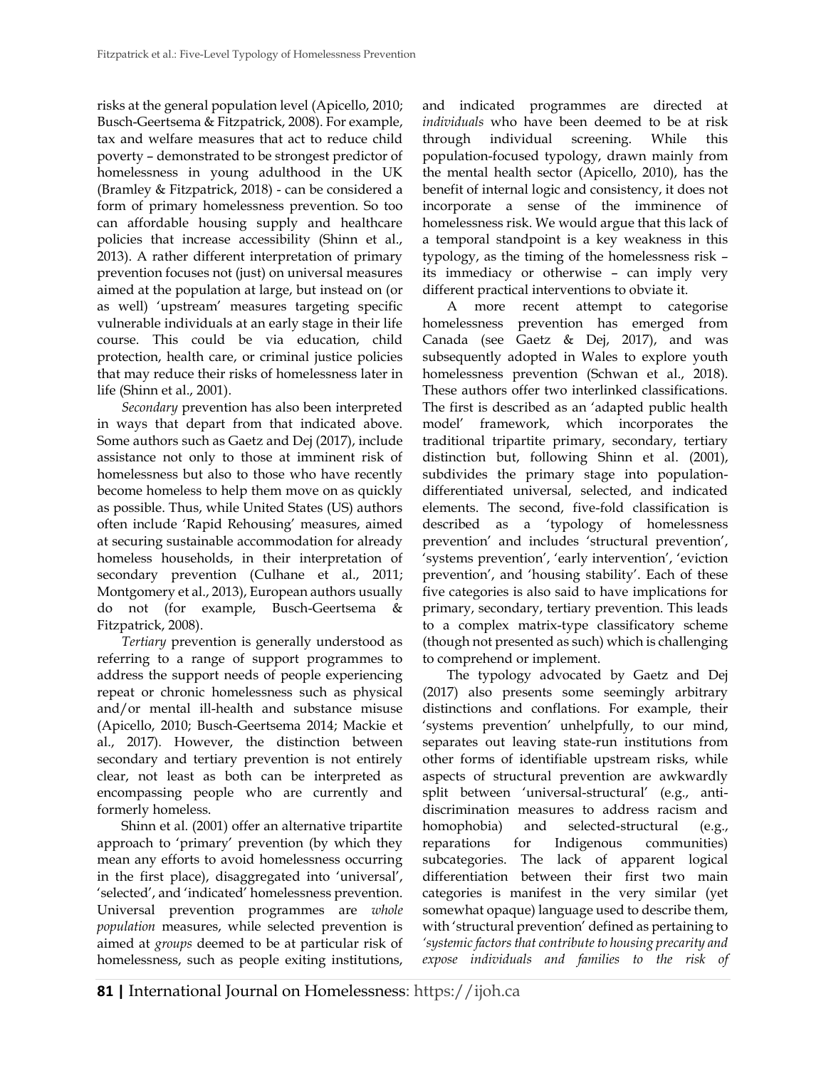risks at the general population level (Apicello, 2010; Busch-Geertsema & Fitzpatrick, 2008). For example, tax and welfare measures that act to reduce child poverty – demonstrated to be strongest predictor of homelessness in young adulthood in the UK (Bramley & Fitzpatrick, 2018) - can be considered a form of primary homelessness prevention. So too can affordable housing supply and healthcare policies that increase accessibility (Shinn et al., 2013). A rather different interpretation of primary prevention focuses not (just) on universal measures aimed at the population at large, but instead on (or as well) 'upstream' measures targeting specific vulnerable individuals at an early stage in their life course. This could be via education, child protection, health care, or criminal justice policies that may reduce their risks of homelessness later in life (Shinn et al., 2001).

*Secondary* prevention has also been interpreted in ways that depart from that indicated above. Some authors such as Gaetz and Dej (2017), include assistance not only to those at imminent risk of homelessness but also to those who have recently become homeless to help them move on as quickly as possible. Thus, while United States (US) authors often include 'Rapid Rehousing' measures, aimed at securing sustainable accommodation for already homeless households, in their interpretation of secondary prevention (Culhane et al., 2011; Montgomery et al., 2013), European authors usually do not (for example, Busch-Geertsema & Fitzpatrick, 2008).

*Tertiary* prevention is generally understood as referring to a range of support programmes to address the support needs of people experiencing repeat or chronic homelessness such as physical and/or mental ill-health and substance misuse (Apicello, 2010; Busch-Geertsema 2014; Mackie et al., 2017). However, the distinction between secondary and tertiary prevention is not entirely clear, not least as both can be interpreted as encompassing people who are currently and formerly homeless.

Shinn et al. (2001) offer an alternative tripartite approach to 'primary' prevention (by which they mean any efforts to avoid homelessness occurring in the first place), disaggregated into 'universal', 'selected', and 'indicated' homelessness prevention. Universal prevention programmes are *whole population* measures, while selected prevention is aimed at *groups* deemed to be at particular risk of homelessness, such as people exiting institutions, and indicated programmes are directed at *individuals* who have been deemed to be at risk through individual screening. While this population-focused typology, drawn mainly from the mental health sector (Apicello, 2010), has the benefit of internal logic and consistency, it does not incorporate a sense of the imminence of homelessness risk. We would argue that this lack of a temporal standpoint is a key weakness in this typology, as the timing of the homelessness risk – its immediacy or otherwise – can imply very different practical interventions to obviate it.

A more recent attempt to categorise homelessness prevention has emerged from Canada (see Gaetz & Dej, 2017), and was subsequently adopted in Wales to explore youth homelessness prevention (Schwan et al., 2018). These authors offer two interlinked classifications. The first is described as an 'adapted public health model' framework, which incorporates the traditional tripartite primary, secondary, tertiary distinction but, following Shinn et al. (2001), subdivides the primary stage into population-differentiated universal, selected, and indicated elements. The second, five-fold classification is described as a 'typology of homelessness prevention' and includes 'structural prevention', 'systems prevention', 'early intervention', 'eviction prevention', and 'housing stability'. Each of these five categories is also said to have implications for primary, secondary, tertiary prevention. This leads to a complex matrix-type classificatory scheme (though not presented as such) which is challenging to comprehend or implement.

The typology advocated by Gaetz and Dej (2017) also presents some seemingly arbitrary distinctions and conflations. For example, their 'systems prevention' unhelpfully, to our mind, separates out leaving state-run institutions from other forms of identifiable upstream risks, while aspects of structural prevention are awkwardly split between 'universal-structural' (e.g., anti-discrimination measures to address racism and homophobia) and selected-structural (e.g., reparations for Indigenous communities) subcategories. The lack of apparent logical differentiation between their first two main categories is manifest in the very similar (yet somewhat opaque) language used to describe them, with 'structural prevention' defined as pertaining to *'systemic factors that contribute to housing precarity and expose individuals and families to the risk of*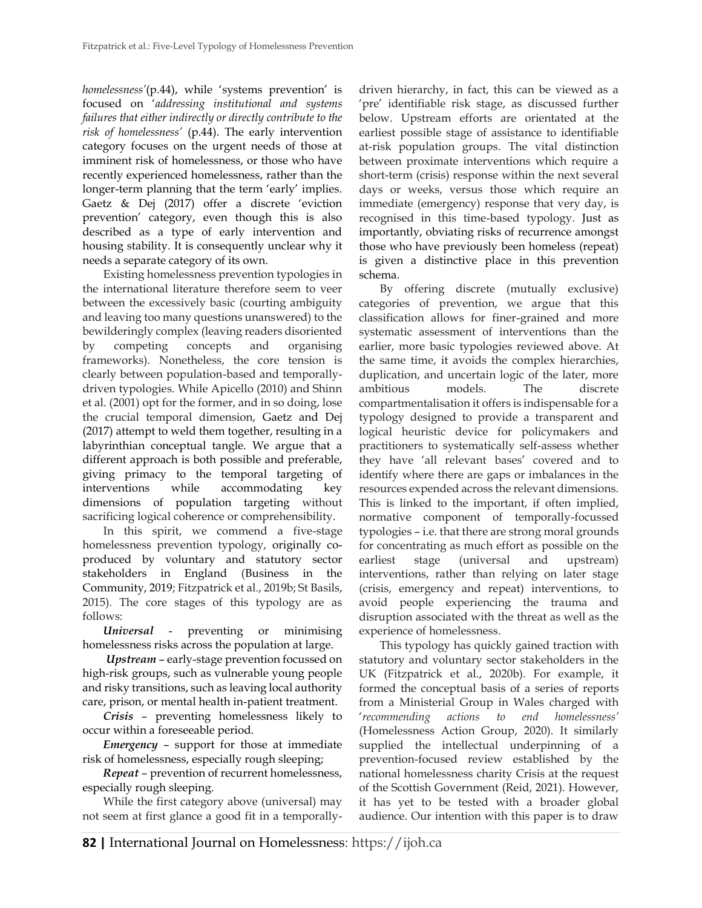*homelessness'*(p.44), while 'systems prevention' is focused on '*addressing institutional and systems failures that either indirectly or directly contribute to the risk of homelessness'* (p.44). The early intervention category focuses on the urgent needs of those at imminent risk of homelessness, or those who have recently experienced homelessness, rather than the longer-term planning that the term 'early' implies. Gaetz & Dej (2017) offer a discrete 'eviction prevention' category, even though this is also described as a type of early intervention and housing stability. It is consequently unclear why it needs a separate category of its own.

Existing homelessness prevention typologies in the international literature therefore seem to veer between the excessively basic (courting ambiguity and leaving too many questions unanswered) to the bewilderingly complex (leaving readers disoriented by competing concepts and organising frameworks). Nonetheless, the core tension is clearly between population-based and temporally-driven typologies. While Apicello (2010) and Shinn et al. (2001) opt for the former, and in so doing, lose the crucial temporal dimension, Gaetz and Dej (2017) attempt to weld them together, resulting in a labyrinthian conceptual tangle. We argue that a different approach is both possible and preferable, giving primacy to the temporal targeting of interventions while accommodating key dimensions of population targeting without sacrificing logical coherence or comprehensibility.

In this spirit, we commend a five-stage homelessness prevention typology, originally co-produced by voluntary and statutory sector stakeholders in England (Business in the Community, 2019; Fitzpatrick et al., 2019b; St Basils, 2015). The core stages of this typology are as follows:

***Universal*** - preventing or minimising homelessness risks across the population at large.

***Upstream*** – early-stage prevention focussed on high-risk groups, such as vulnerable young people and risky transitions, such as leaving local authority care, prison, or mental health in-patient treatment.

***Crisis*** – preventing homelessness likely to occur within a foreseeable period.

***Emergency*** – support for those at immediate risk of homelessness, especially rough sleeping;

***Repeat*** – prevention of recurrent homelessness, especially rough sleeping.

While the first category above (universal) may not seem at first glance a good fit in a temporally-driven hierarchy, in fact, this can be viewed as a 'pre' identifiable risk stage, as discussed further below. Upstream efforts are orientated at the earliest possible stage of assistance to identifiable at-risk population groups. The vital distinction between proximate interventions which require a short-term (crisis) response within the next several days or weeks, versus those which require an immediate (emergency) response that very day, is recognised in this time-based typology. Just as importantly, obviating risks of recurrence amongst those who have previously been homeless (repeat) is given a distinctive place in this prevention schema.

By offering discrete (mutually exclusive) categories of prevention, we argue that this classification allows for finer-grained and more systematic assessment of interventions than the earlier, more basic typologies reviewed above. At the same time, it avoids the complex hierarchies, duplication, and uncertain logic of the later, more ambitious models. The discrete compartmentalisation it offers is indispensable for a typology designed to provide a transparent and logical heuristic device for policymakers and practitioners to systematically self-assess whether they have 'all relevant bases' covered and to identify where there are gaps or imbalances in the resources expended across the relevant dimensions. This is linked to the important, if often implied, normative component of temporally-focussed typologies – i.e. that there are strong moral grounds for concentrating as much effort as possible on the earliest stage (universal and upstream) interventions, rather than relying on later stage (crisis, emergency and repeat) interventions, to avoid people experiencing the trauma and disruption associated with the threat as well as the experience of homelessness.

This typology has quickly gained traction with statutory and voluntary sector stakeholders in the UK (Fitzpatrick et al., 2020b). For example, it formed the conceptual basis of a series of reports from a Ministerial Group in Wales charged with '*recommending actions to end homelessness'* (Homelessness Action Group, 2020). It similarly supplied the intellectual underpinning of a prevention-focused review established by the national homelessness charity Crisis at the request of the Scottish Government (Reid, 2021). However, it has yet to be tested with a broader global audience. Our intention with this paper is to draw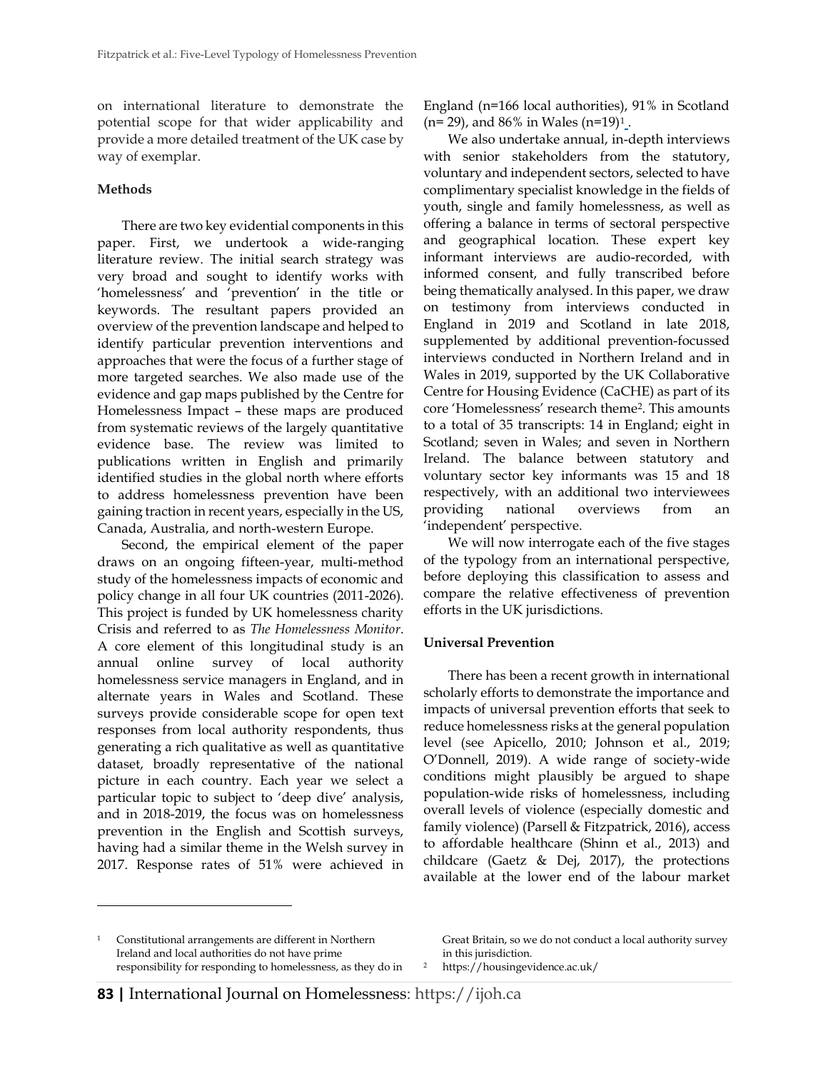on international literature to demonstrate the potential scope for that wider applicability and provide a more detailed treatment of the UK case by way of exemplar.

**Methods**

There are two key evidential components in this paper. First, we undertook a wide-ranging literature review. The initial search strategy was very broad and sought to identify works with 'homelessness' and 'prevention' in the title or keywords. The resultant papers provided an overview of the prevention landscape and helped to identify particular prevention interventions and approaches that were the focus of a further stage of more targeted searches. We also made use of the evidence and gap maps published by the Centre for Homelessness Impact – these maps are produced from systematic reviews of the largely quantitative evidence base. The review was limited to publications written in English and primarily identified studies in the global north where efforts to address homelessness prevention have been gaining traction in recent years, especially in the US, Canada, Australia, and north-western Europe.

Second, the empirical element of the paper draws on an ongoing fifteen-year, multi-method study of the homelessness impacts of economic and policy change in all four UK countries (2011-2026). This project is funded by UK homelessness charity Crisis and referred to as *The Homelessness Monitor*. A core element of this longitudinal study is an annual online survey of local authority homelessness service managers in England, and in alternate years in Wales and Scotland. These surveys provide considerable scope for open text responses from local authority respondents, thus generating a rich qualitative as well as quantitative dataset, broadly representative of the national picture in each country. Each year we select a particular topic to subject to 'deep dive' analysis, and in 2018-2019, the focus was on homelessness prevention in the English and Scottish surveys, having had a similar theme in the Welsh survey in 2017. Response rates of 51% were achieved in England (n=166 local authorities), 91% in Scotland (n= 29), and 86% in Wales (n=19)[1].

We also undertake annual, in-depth interviews with senior stakeholders from the statutory, voluntary and independent sectors, selected to have complimentary specialist knowledge in the fields of youth, single and family homelessness, as well as offering a balance in terms of sectoral perspective and geographical location. These expert key informant interviews are audio-recorded, with informed consent, and fully transcribed before being thematically analysed. In this paper, we draw on testimony from interviews conducted in England in 2019 and Scotland in late 2018, supplemented by additional prevention-focussed interviews conducted in Northern Ireland and in Wales in 2019, supported by the UK Collaborative Centre for Housing Evidence (CaCHE) as part of its core 'Homelessness' research theme[2]. This amounts to a total of 35 transcripts: 14 in England; eight in Scotland; seven in Wales; and seven in Northern Ireland. The balance between statutory and voluntary sector key informants was 15 and 18 respectively, with an additional two interviewees providing national overviews from an 'independent' perspective.

We will now interrogate each of the five stages of the typology from an international perspective, before deploying this classification to assess and compare the relative effectiveness of prevention efforts in the UK jurisdictions.

**Universal Prevention**

There has been a recent growth in international scholarly efforts to demonstrate the importance and impacts of universal prevention efforts that seek to reduce homelessness risks at the general population level (see Apicello, 2010; Johnson et al., 2019; O'Donnell, 2019). A wide range of society-wide conditions might plausibly be argued to shape population-wide risks of homelessness, including overall levels of violence (especially domestic and family violence) (Parsell & Fitzpatrick, 2016), access to affordable healthcare (Shinn et al., 2013) and childcare (Gaetz & Dej, 2017), the protections available at the lower end of the labour market

---

[1] Constitutional arrangements are different in Northern Ireland and local authorities do not have prime responsibility for responding to homelessness, as they do in Great Britain, so we do not conduct a local authority survey in this jurisdiction.

[2] https://housingevidence.ac.uk/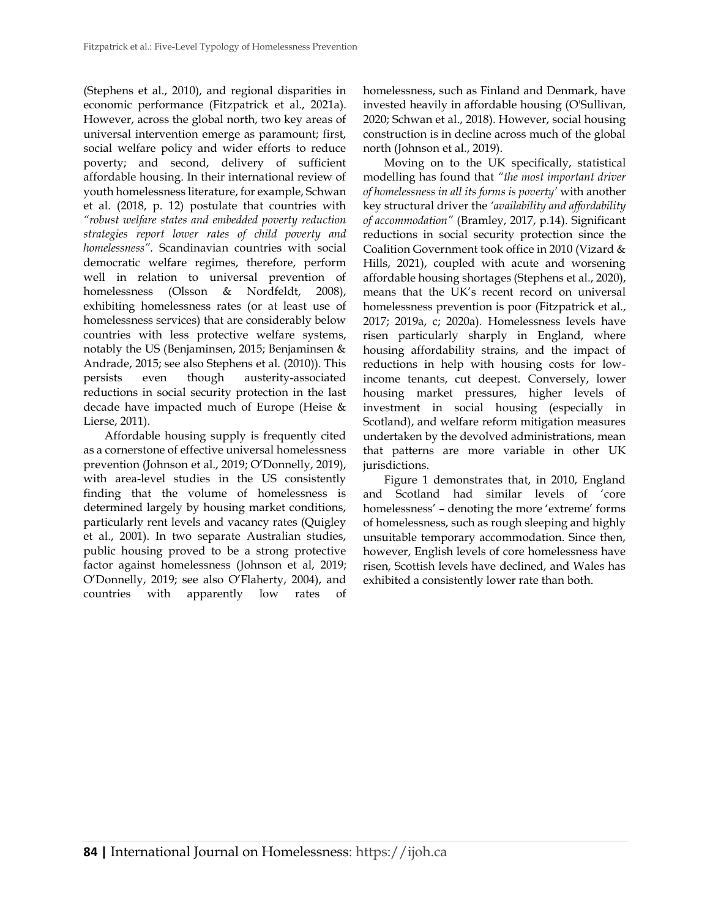(Stephens et al., 2010), and regional disparities in economic performance (Fitzpatrick et al., 2021a). However, across the global north, two key areas of universal intervention emerge as paramount; first, social welfare policy and wider efforts to reduce poverty; and second, delivery of sufficient affordable housing. In their international review of youth homelessness literature, for example, Schwan et al. (2018, p. 12) postulate that countries with *"robust welfare states and embedded poverty reduction strategies report lower rates of child poverty and homelessness"*. Scandinavian countries with social democratic welfare regimes, therefore, perform well in relation to universal prevention of homelessness (Olsson & Nordfeldt, 2008), exhibiting homelessness rates (or at least use of homelessness services) that are considerably below countries with less protective welfare systems, notably the US (Benjaminsen, 2015; Benjaminsen & Andrade, 2015; see also Stephens et al. (2010)). This persists even though austerity-associated reductions in social security protection in the last decade have impacted much of Europe (Heise & Lierse, 2011).

Affordable housing supply is frequently cited as a cornerstone of effective universal homelessness prevention (Johnson et al., 2019; O'Donnelly, 2019), with area-level studies in the US consistently finding that the volume of homelessness is determined largely by housing market conditions, particularly rent levels and vacancy rates (Quigley et al., 2001). In two separate Australian studies, public housing proved to be a strong protective factor against homelessness (Johnson et al, 2019; O'Donnelly, 2019; see also O'Flaherty, 2004), and countries with apparently low rates of homelessness, such as Finland and Denmark, have invested heavily in affordable housing (O'Sullivan, 2020; Schwan et al., 2018). However, social housing construction is in decline across much of the global north (Johnson et al., 2019).

Moving on to the UK specifically, statistical modelling has found that *"the most important driver of homelessness in all its forms is poverty'* with another key structural driver the *'availability and affordability of accommodation"* (Bramley, 2017, p.14). Significant reductions in social security protection since the Coalition Government took office in 2010 (Vizard & Hills, 2021), coupled with acute and worsening affordable housing shortages (Stephens et al., 2020), means that the UK's recent record on universal homelessness prevention is poor (Fitzpatrick et al., 2017; 2019a, c; 2020a). Homelessness levels have risen particularly sharply in England, where housing affordability strains, and the impact of reductions in help with housing costs for low-income tenants, cut deepest. Conversely, lower housing market pressures, higher levels of investment in social housing (especially in Scotland), and welfare reform mitigation measures undertaken by the devolved administrations, mean that patterns are more variable in other UK jurisdictions.

Figure 1 demonstrates that, in 2010, England and Scotland had similar levels of 'core homelessness' – denoting the more 'extreme' forms of homelessness, such as rough sleeping and highly unsuitable temporary accommodation. Since then, however, English levels of core homelessness have risen, Scottish levels have declined, and Wales has exhibited a consistently lower rate than both.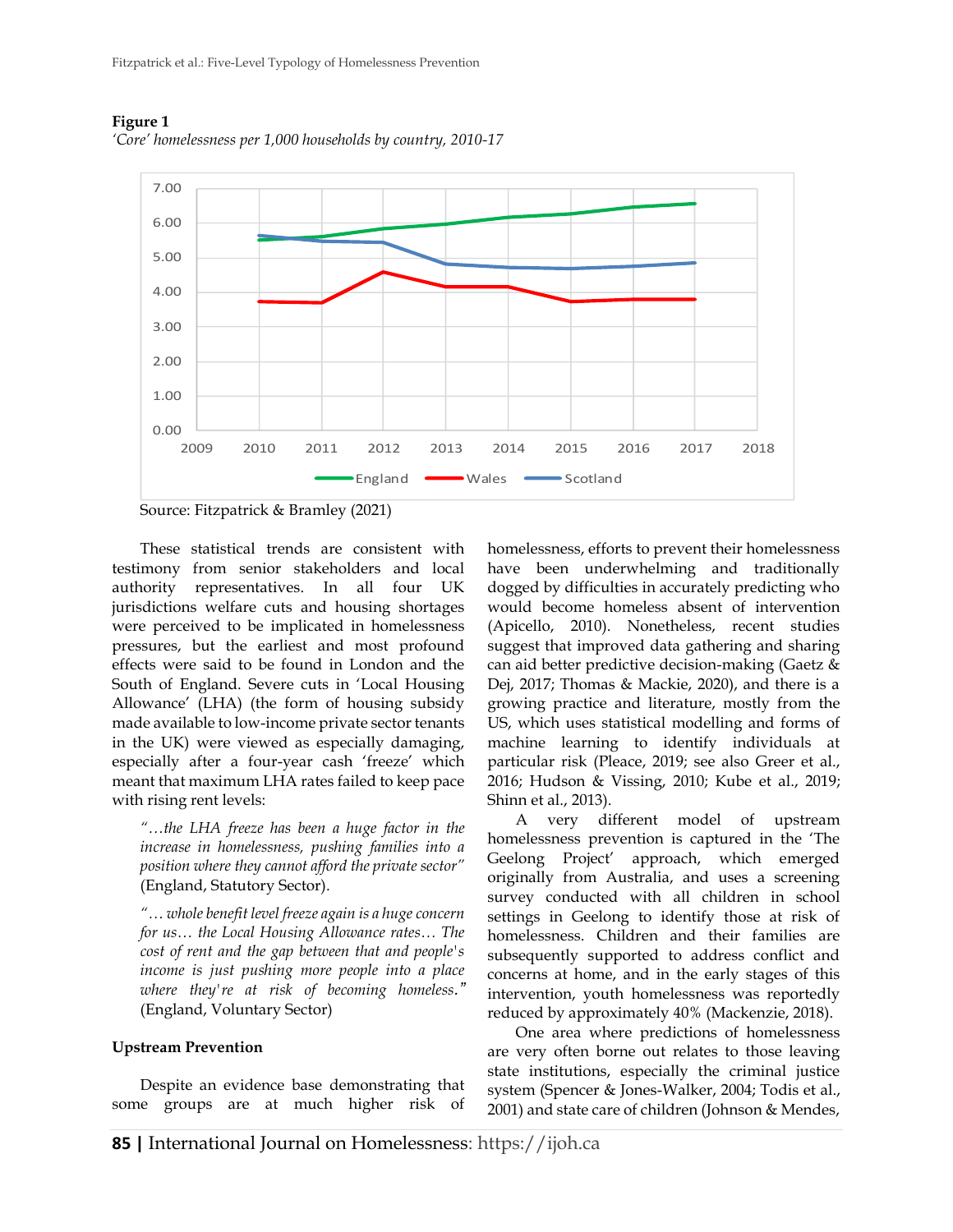**Figure 1**
*'Core' homelessness per 1,000 households by country, 2010-17*

Source: Fitzpatrick & Bramley (2021)

These statistical trends are consistent with testimony from senior stakeholders and local authority representatives. In all four UK jurisdictions welfare cuts and housing shortages were perceived to be implicated in homelessness pressures, but the earliest and most profound effects were said to be found in London and the South of England. Severe cuts in 'Local Housing Allowance' (LHA) (the form of housing subsidy made available to low-income private sector tenants in the UK) were viewed as especially damaging, especially after a four-year cash 'freeze' which meant that maximum LHA rates failed to keep pace with rising rent levels:

> *"…the LHA freeze has been a huge factor in the increase in homelessness, pushing families into a position where they cannot afford the private sector"* (England, Statutory Sector).

> *"… whole benefit level freeze again is a huge concern for us… the Local Housing Allowance rates… The cost of rent and the gap between that and people's income is just pushing more people into a place where they're at risk of becoming homeless."* (England, Voluntary Sector)

## Upstream Prevention

Despite an evidence base demonstrating that some groups are at much higher risk of homelessness, efforts to prevent their homelessness have been underwhelming and traditionally dogged by difficulties in accurately predicting who would become homeless absent of intervention (Apicello, 2010). Nonetheless, recent studies suggest that improved data gathering and sharing can aid better predictive decision-making (Gaetz & Dej, 2017; Thomas & Mackie, 2020), and there is a growing practice and literature, mostly from the US, which uses statistical modelling and forms of machine learning to identify individuals at particular risk (Pleace, 2019; see also Greer et al., 2016; Hudson & Vissing, 2010; Kube et al., 2019; Shinn et al., 2013).

A very different model of upstream homelessness prevention is captured in the 'The Geelong Project' approach, which emerged originally from Australia, and uses a screening survey conducted with all children in school settings in Geelong to identify those at risk of homelessness. Children and their families are subsequently supported to address conflict and concerns at home, and in the early stages of this intervention, youth homelessness was reportedly reduced by approximately 40% (Mackenzie, 2018).

One area where predictions of homelessness are very often borne out relates to those leaving state institutions, especially the criminal justice system (Spencer & Jones-Walker, 2004; Todis et al., 2001) and state care of children (Johnson & Mendes,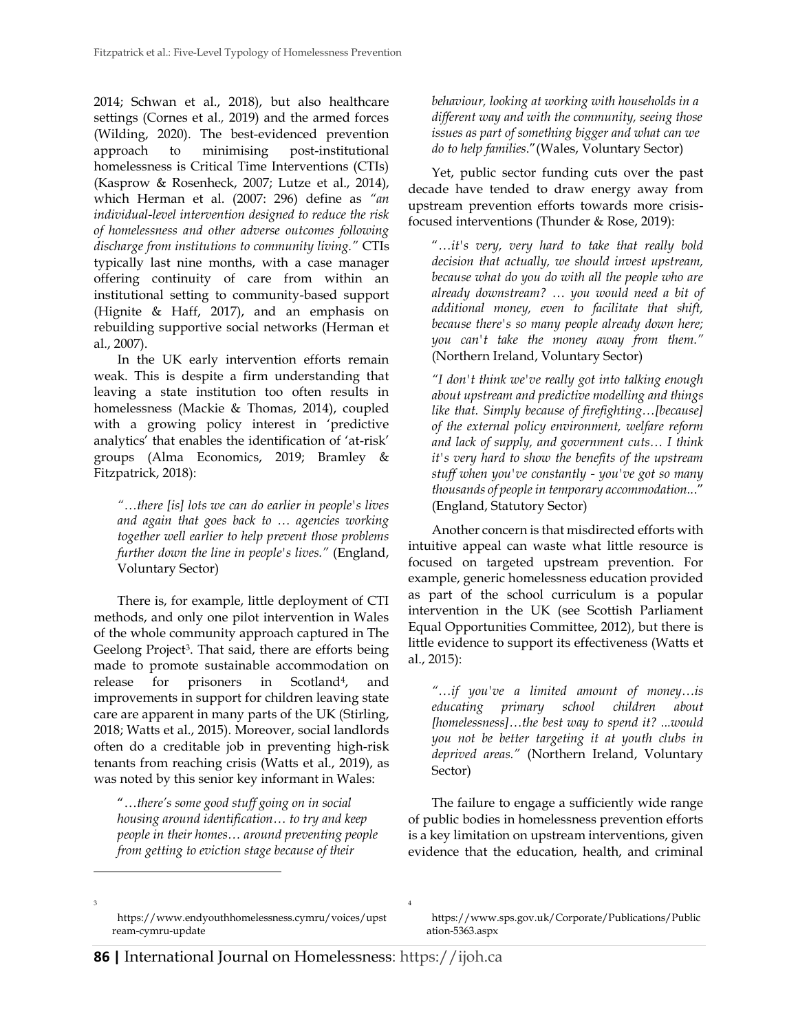2014; Schwan et al., 2018), but also healthcare settings (Cornes et al., 2019) and the armed forces (Wilding, 2020). The best-evidenced prevention approach to minimising post-institutional homelessness is Critical Time Interventions (CTIs) (Kasprow & Rosenheck, 2007; Lutze et al., 2014), which Herman et al. (2007: 296) define as *"an individual-level intervention designed to reduce the risk of homelessness and other adverse outcomes following discharge from institutions to community living."* CTIs typically last nine months, with a case manager offering continuity of care from within an institutional setting to community-based support (Hignite & Haff, 2017), and an emphasis on rebuilding supportive social networks (Herman et al., 2007).

In the UK early intervention efforts remain weak. This is despite a firm understanding that leaving a state institution too often results in homelessness (Mackie & Thomas, 2014), coupled with a growing policy interest in 'predictive analytics' that enables the identification of 'at-risk' groups (Alma Economics, 2019; Bramley & Fitzpatrick, 2018):

> *"…there [is] lots we can do earlier in people's lives and again that goes back to … agencies working together well earlier to help prevent those problems further down the line in people's lives."* (England, Voluntary Sector)

There is, for example, little deployment of CTI methods, and only one pilot intervention in Wales of the whole community approach captured in The Geelong Project[3]. That said, there are efforts being made to promote sustainable accommodation on release for prisoners in Scotland[4], and improvements in support for children leaving state care are apparent in many parts of the UK (Stirling, 2018; Watts et al., 2015). Moreover, social landlords often do a creditable job in preventing high-risk tenants from reaching crisis (Watts et al., 2019), as was noted by this senior key informant in Wales:

> "*…there's some good stuff going on in social housing around identification… to try and keep people in their homes… around preventing people from getting to eviction stage because of their behaviour, looking at working with households in a different way and with the community, seeing those issues as part of something bigger and what can we do to help families*."(Wales, Voluntary Sector)

Yet, public sector funding cuts over the past decade have tended to draw energy away from upstream prevention efforts towards more crisis-focused interventions (Thunder & Rose, 2019):

> "*…it's very, very hard to take that really bold decision that actually, we should invest upstream, because what do you do with all the people who are already downstream? … you would need a bit of additional money, even to facilitate that shift, because there's so many people already down here; you can't take the money away from them."* (Northern Ireland, Voluntary Sector)

> *"I don't think we've really got into talking enough about upstream and predictive modelling and things like that. Simply because of firefighting…[because] of the external policy environment, welfare reform and lack of supply, and government cuts… I think it's very hard to show the benefits of the upstream stuff when you've constantly - you've got so many thousands of people in temporary accommodation...*" (England, Statutory Sector)

Another concern is that misdirected efforts with intuitive appeal can waste what little resource is focused on targeted upstream prevention. For example, generic homelessness education provided as part of the school curriculum is a popular intervention in the UK (see Scottish Parliament Equal Opportunities Committee, 2012), but there is little evidence to support its effectiveness (Watts et al., 2015):

> *"…if you've a limited amount of money…is educating primary school children about [homelessness]…the best way to spend it? ...would you not be better targeting it at youth clubs in deprived areas."* (Northern Ireland, Voluntary Sector)

The failure to engage a sufficiently wide range of public bodies in homelessness prevention efforts is a key limitation on upstream interventions, given evidence that the education, health, and criminal

---

[3] https://www.endyouthhomelessness.cymru/voices/upstream-cymru-update

[4] https://www.sps.gov.uk/Corporate/Publications/Publication-5363.aspx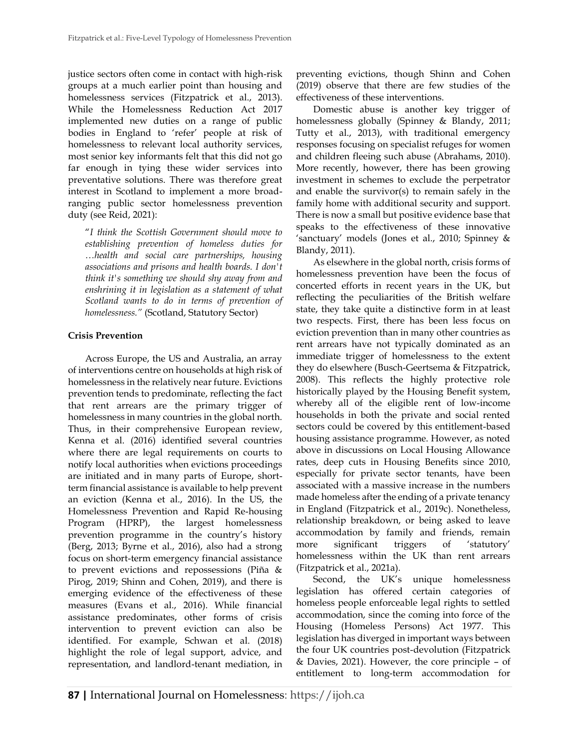justice sectors often come in contact with high-risk groups at a much earlier point than housing and homelessness services (Fitzpatrick et al., 2013). While the Homelessness Reduction Act 2017 implemented new duties on a range of public bodies in England to 'refer' people at risk of homelessness to relevant local authority services, most senior key informants felt that this did not go far enough in tying these wider services into preventative solutions. There was therefore great interest in Scotland to implement a more broad-ranging public sector homelessness prevention duty (see Reid, 2021):

> "*I think the Scottish Government should move to establishing prevention of homeless duties for …health and social care partnerships, housing associations and prisons and health boards. I don't think it's something we should shy away from and enshrining it in legislation as a statement of what Scotland wants to do in terms of prevention of homelessness.*" (Scotland, Statutory Sector)

**Crisis Prevention**

Across Europe, the US and Australia, an array of interventions centre on households at high risk of homelessness in the relatively near future. Evictions prevention tends to predominate, reflecting the fact that rent arrears are the primary trigger of homelessness in many countries in the global north. Thus, in their comprehensive European review, Kenna et al. (2016) identified several countries where there are legal requirements on courts to notify local authorities when evictions proceedings are initiated and in many parts of Europe, short-term financial assistance is available to help prevent an eviction (Kenna et al., 2016). In the US, the Homelessness Prevention and Rapid Re-housing Program (HPRP), the largest homelessness prevention programme in the country's history (Berg, 2013; Byrne et al., 2016), also had a strong focus on short-term emergency financial assistance to prevent evictions and repossessions (Piña & Pirog, 2019; Shinn and Cohen, 2019), and there is emerging evidence of the effectiveness of these measures (Evans et al., 2016). While financial assistance predominates, other forms of crisis intervention to prevent eviction can also be identified. For example, Schwan et al. (2018) highlight the role of legal support, advice, and representation, and landlord-tenant mediation, in preventing evictions, though Shinn and Cohen (2019) observe that there are few studies of the effectiveness of these interventions.

Domestic abuse is another key trigger of homelessness globally (Spinney & Blandy, 2011; Tutty et al., 2013), with traditional emergency responses focusing on specialist refuges for women and children fleeing such abuse (Abrahams, 2010). More recently, however, there has been growing investment in schemes to exclude the perpetrator and enable the survivor(s) to remain safely in the family home with additional security and support. There is now a small but positive evidence base that speaks to the effectiveness of these innovative 'sanctuary' models (Jones et al., 2010; Spinney & Blandy, 2011).

As elsewhere in the global north, crisis forms of homelessness prevention have been the focus of concerted efforts in recent years in the UK, but reflecting the peculiarities of the British welfare state, they take quite a distinctive form in at least two respects. First, there has been less focus on eviction prevention than in many other countries as rent arrears have not typically dominated as an immediate trigger of homelessness to the extent they do elsewhere (Busch-Geertsema & Fitzpatrick, 2008). This reflects the highly protective role historically played by the Housing Benefit system, whereby all of the eligible rent of low-income households in both the private and social rented sectors could be covered by this entitlement-based housing assistance programme. However, as noted above in discussions on Local Housing Allowance rates, deep cuts in Housing Benefits since 2010, especially for private sector tenants, have been associated with a massive increase in the numbers made homeless after the ending of a private tenancy in England (Fitzpatrick et al., 2019c). Nonetheless, relationship breakdown, or being asked to leave accommodation by family and friends, remain more significant triggers of 'statutory' homelessness within the UK than rent arrears (Fitzpatrick et al., 2021a).

Second, the UK's unique homelessness legislation has offered certain categories of homeless people enforceable legal rights to settled accommodation, since the coming into force of the Housing (Homeless Persons) Act 1977. This legislation has diverged in important ways between the four UK countries post-devolution (Fitzpatrick & Davies, 2021). However, the core principle – of entitlement to long-term accommodation for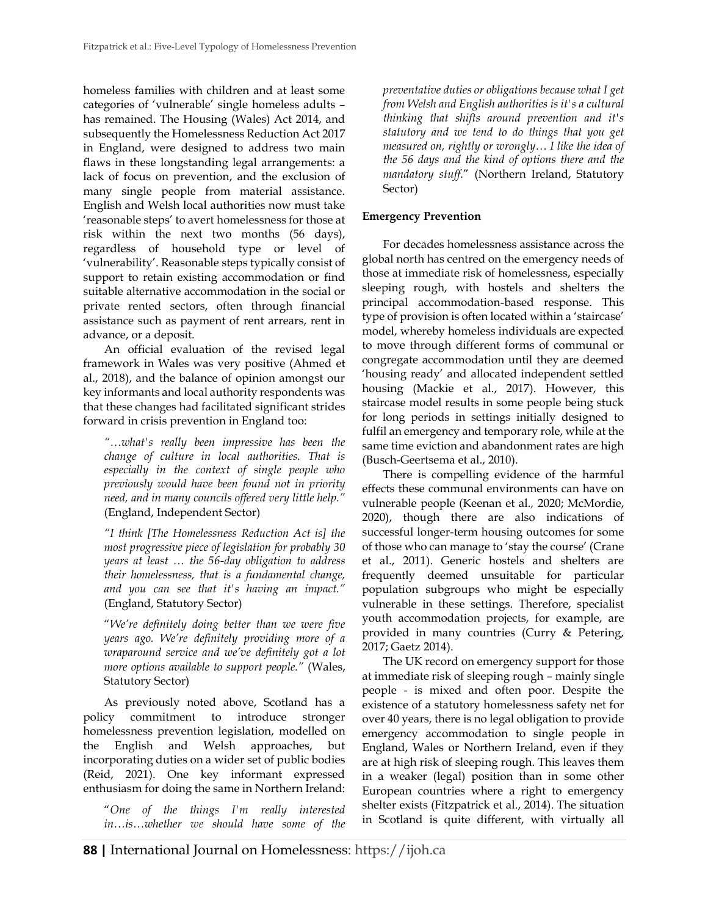homeless families with children and at least some categories of 'vulnerable' single homeless adults – has remained. The Housing (Wales) Act 2014, and subsequently the Homelessness Reduction Act 2017 in England, were designed to address two main flaws in these longstanding legal arrangements: a lack of focus on prevention, and the exclusion of many single people from material assistance. English and Welsh local authorities now must take 'reasonable steps' to avert homelessness for those at risk within the next two months (56 days), regardless of household type or level of 'vulnerability'. Reasonable steps typically consist of support to retain existing accommodation or find suitable alternative accommodation in the social or private rented sectors, often through financial assistance such as payment of rent arrears, rent in advance, or a deposit.

An official evaluation of the revised legal framework in Wales was very positive (Ahmed et al., 2018), and the balance of opinion amongst our key informants and local authority respondents was that these changes had facilitated significant strides forward in crisis prevention in England too:

> *"…what's really been impressive has been the change of culture in local authorities. That is especially in the context of single people who previously would have been found not in priority need, and in many councils offered very little help."* (England, Independent Sector)

> *"I think [The Homelessness Reduction Act is] the most progressive piece of legislation for probably 30 years at least … the 56-day obligation to address their homelessness, that is a fundamental change, and you can see that it's having an impact."* (England, Statutory Sector)

> "*We're definitely doing better than we were five years ago. We're definitely providing more of a wraparound service and we've definitely got a lot more options available to support people."* (Wales, Statutory Sector)

As previously noted above, Scotland has a policy commitment to introduce stronger homelessness prevention legislation, modelled on the English and Welsh approaches, but incorporating duties on a wider set of public bodies (Reid, 2021). One key informant expressed enthusiasm for doing the same in Northern Ireland:

> "*One of the things I'm really interested in…is…whether we should have some of the preventative duties or obligations because what I get from Welsh and English authorities is it's a cultural thinking that shifts around prevention and it's statutory and we tend to do things that you get measured on, rightly or wrongly… I like the idea of the 56 days and the kind of options there and the mandatory stuff.*" (Northern Ireland, Statutory Sector)

**Emergency Prevention**

For decades homelessness assistance across the global north has centred on the emergency needs of those at immediate risk of homelessness, especially sleeping rough, with hostels and shelters the principal accommodation-based response. This type of provision is often located within a 'staircase' model, whereby homeless individuals are expected to move through different forms of communal or congregate accommodation until they are deemed 'housing ready' and allocated independent settled housing (Mackie et al., 2017). However, this staircase model results in some people being stuck for long periods in settings initially designed to fulfil an emergency and temporary role, while at the same time eviction and abandonment rates are high (Busch-Geertsema et al., 2010).

There is compelling evidence of the harmful effects these communal environments can have on vulnerable people (Keenan et al., 2020; McMordie, 2020), though there are also indications of successful longer-term housing outcomes for some of those who can manage to 'stay the course' (Crane et al., 2011). Generic hostels and shelters are frequently deemed unsuitable for particular population subgroups who might be especially vulnerable in these settings. Therefore, specialist youth accommodation projects, for example, are provided in many countries (Curry & Petering, 2017; Gaetz 2014).

The UK record on emergency support for those at immediate risk of sleeping rough – mainly single people - is mixed and often poor. Despite the existence of a statutory homelessness safety net for over 40 years, there is no legal obligation to provide emergency accommodation to single people in England, Wales or Northern Ireland, even if they are at high risk of sleeping rough. This leaves them in a weaker (legal) position than in some other European countries where a right to emergency shelter exists (Fitzpatrick et al., 2014). The situation in Scotland is quite different, with virtually all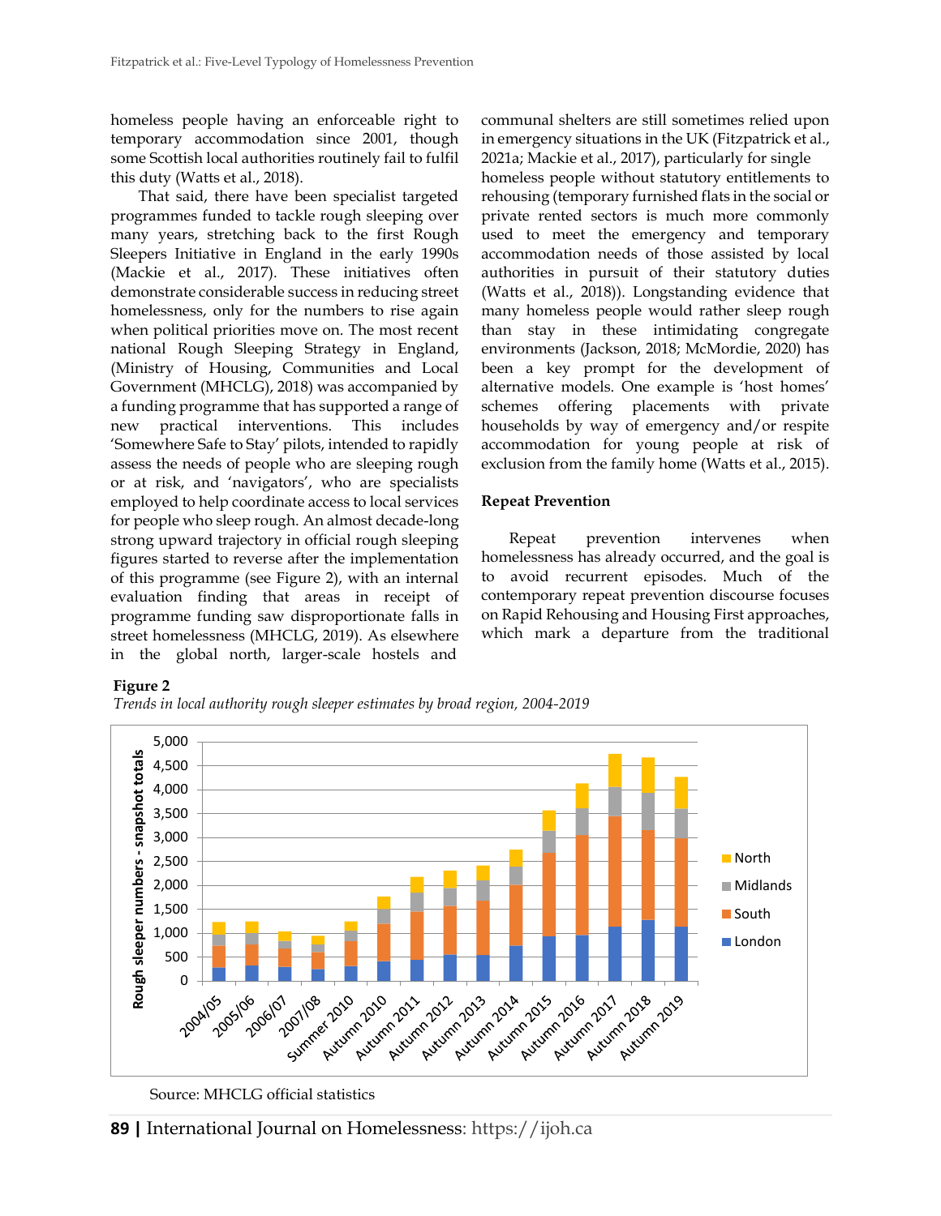homeless people having an enforceable right to temporary accommodation since 2001, though some Scottish local authorities routinely fail to fulfil this duty (Watts et al., 2018).

That said, there have been specialist targeted programmes funded to tackle rough sleeping over many years, stretching back to the first Rough Sleepers Initiative in England in the early 1990s (Mackie et al., 2017). These initiatives often demonstrate considerable success in reducing street homelessness, only for the numbers to rise again when political priorities move on. The most recent national Rough Sleeping Strategy in England, (Ministry of Housing, Communities and Local Government (MHCLG), 2018) was accompanied by a funding programme that has supported a range of new practical interventions. This includes 'Somewhere Safe to Stay' pilots, intended to rapidly assess the needs of people who are sleeping rough or at risk, and 'navigators', who are specialists employed to help coordinate access to local services for people who sleep rough. An almost decade-long strong upward trajectory in official rough sleeping figures started to reverse after the implementation of this programme (see Figure 2), with an internal evaluation finding that areas in receipt of programme funding saw disproportionate falls in street homelessness (MHCLG, 2019). As elsewhere in the global north, larger-scale hostels and communal shelters are still sometimes relied upon in emergency situations in the UK (Fitzpatrick et al., 2021a; Mackie et al., 2017), particularly for single homeless people without statutory entitlements to rehousing (temporary furnished flats in the social or private rented sectors is much more commonly used to meet the emergency and temporary accommodation needs of those assisted by local authorities in pursuit of their statutory duties (Watts et al., 2018)). Longstanding evidence that many homeless people would rather sleep rough than stay in these intimidating congregate environments (Jackson, 2018; McMordie, 2020) has been a key prompt for the development of alternative models. One example is 'host homes' schemes offering placements with private households by way of emergency and/or respite accommodation for young people at risk of exclusion from the family home (Watts et al., 2015).

### Repeat Prevention

Repeat prevention intervenes when homelessness has already occurred, and the goal is to avoid recurrent episodes. Much of the contemporary repeat prevention discourse focuses on Rapid Rehousing and Housing First approaches, which mark a departure from the traditional

**Figure 2**

*Trends in local authority rough sleeper estimates by broad region, 2004-2019*

Source: MHCLG official statistics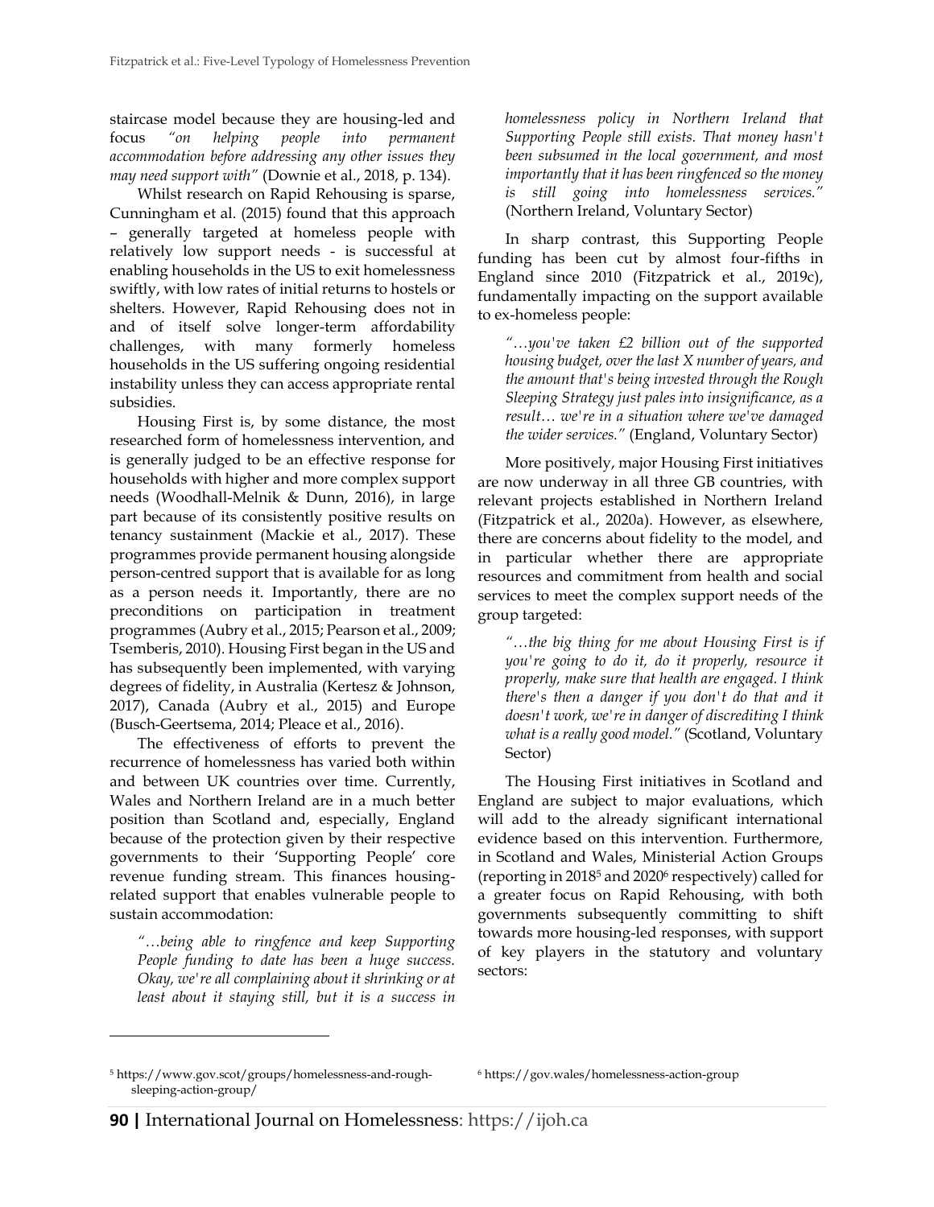staircase model because they are housing-led and focus *"on helping people into permanent accommodation before addressing any other issues they may need support with"* (Downie et al., 2018, p. 134).

Whilst research on Rapid Rehousing is sparse, Cunningham et al. (2015) found that this approach – generally targeted at homeless people with relatively low support needs - is successful at enabling households in the US to exit homelessness swiftly, with low rates of initial returns to hostels or shelters. However, Rapid Rehousing does not in and of itself solve longer-term affordability challenges, with many formerly homeless households in the US suffering ongoing residential instability unless they can access appropriate rental subsidies.

Housing First is, by some distance, the most researched form of homelessness intervention, and is generally judged to be an effective response for households with higher and more complex support needs (Woodhall-Melnik & Dunn, 2016), in large part because of its consistently positive results on tenancy sustainment (Mackie et al., 2017). These programmes provide permanent housing alongside person-centred support that is available for as long as a person needs it. Importantly, there are no preconditions on participation in treatment programmes (Aubry et al., 2015; Pearson et al., 2009; Tsemberis, 2010). Housing First began in the US and has subsequently been implemented, with varying degrees of fidelity, in Australia (Kertesz & Johnson, 2017), Canada (Aubry et al., 2015) and Europe (Busch-Geertsema, 2014; Pleace et al., 2016).

The effectiveness of efforts to prevent the recurrence of homelessness has varied both within and between UK countries over time. Currently, Wales and Northern Ireland are in a much better position than Scotland and, especially, England because of the protection given by their respective governments to their 'Supporting People' core revenue funding stream. This finances housing-related support that enables vulnerable people to sustain accommodation:

> *"…being able to ringfence and keep Supporting People funding to date has been a huge success. Okay, we're all complaining about it shrinking or at least about it staying still, but it is a success in homelessness policy in Northern Ireland that Supporting People still exists. That money hasn't been subsumed in the local government, and most importantly that it has been ringfenced so the money is still going into homelessness services."* (Northern Ireland, Voluntary Sector)

In sharp contrast, this Supporting People funding has been cut by almost four-fifths in England since 2010 (Fitzpatrick et al., 2019c), fundamentally impacting on the support available to ex-homeless people:

> *"…you've taken £2 billion out of the supported housing budget, over the last X number of years, and the amount that's being invested through the Rough Sleeping Strategy just pales into insignificance, as a result… we're in a situation where we've damaged the wider services."* (England, Voluntary Sector)

More positively, major Housing First initiatives are now underway in all three GB countries, with relevant projects established in Northern Ireland (Fitzpatrick et al., 2020a). However, as elsewhere, there are concerns about fidelity to the model, and in particular whether there are appropriate resources and commitment from health and social services to meet the complex support needs of the group targeted:

> *"…the big thing for me about Housing First is if you're going to do it, do it properly, resource it properly, make sure that health are engaged. I think there's then a danger if you don't do that and it doesn't work, we're in danger of discrediting I think what is a really good model."* (Scotland, Voluntary Sector)

The Housing First initiatives in Scotland and England are subject to major evaluations, which will add to the already significant international evidence based on this intervention. Furthermore, in Scotland and Wales, Ministerial Action Groups (reporting in 2018[5] and 2020[6] respectively) called for a greater focus on Rapid Rehousing, with both governments subsequently committing to shift towards more housing-led responses, with support of key players in the statutory and voluntary sectors:

---

[5] https://www.gov.scot/groups/homelessness-and-rough-sleeping-action-group/

[6] https://gov.wales/homelessness-action-group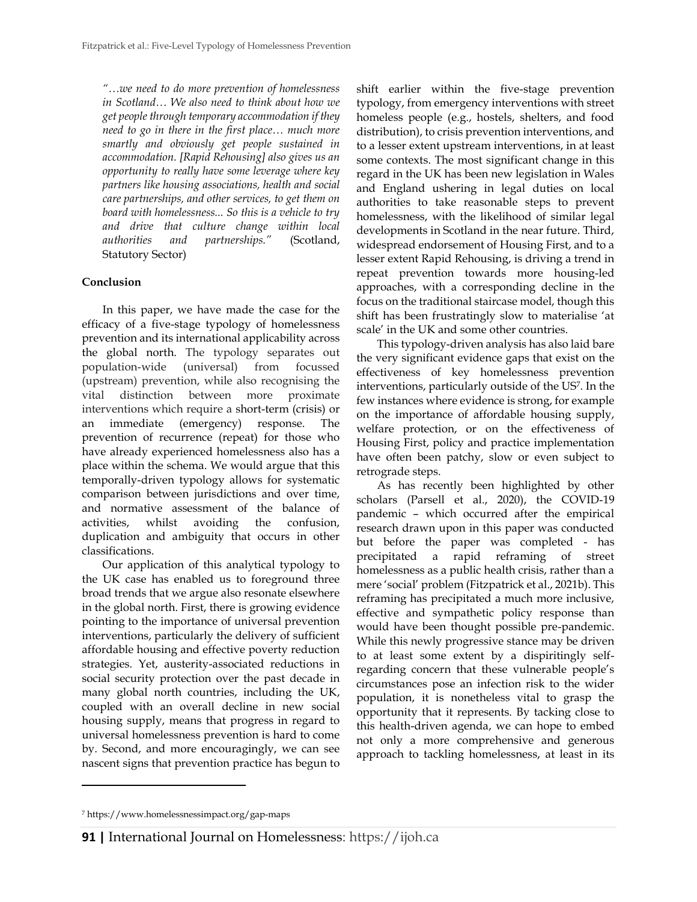*"…we need to do more prevention of homelessness in Scotland… We also need to think about how we get people through temporary accommodation if they need to go in there in the first place… much more smartly and obviously get people sustained in accommodation. [Rapid Rehousing] also gives us an opportunity to really have some leverage where key partners like housing associations, health and social care partnerships, and other services, to get them on board with homelessness... So this is a vehicle to try and drive that culture change within local authorities and partnerships."* (Scotland, Statutory Sector)

## Conclusion

In this paper, we have made the case for the efficacy of a five-stage typology of homelessness prevention and its international applicability across the global north. The typology separates out population-wide (universal) from focussed (upstream) prevention, while also recognising the vital distinction between more proximate interventions which require a short-term (crisis) or an immediate (emergency) response. The prevention of recurrence (repeat) for those who have already experienced homelessness also has a place within the schema. We would argue that this temporally-driven typology allows for systematic comparison between jurisdictions and over time, and normative assessment of the balance of activities, whilst avoiding the confusion, duplication and ambiguity that occurs in other classifications.

Our application of this analytical typology to the UK case has enabled us to foreground three broad trends that we argue also resonate elsewhere in the global north. First, there is growing evidence pointing to the importance of universal prevention interventions, particularly the delivery of sufficient affordable housing and effective poverty reduction strategies. Yet, austerity-associated reductions in social security protection over the past decade in many global north countries, including the UK, coupled with an overall decline in new social housing supply, means that progress in regard to universal homelessness prevention is hard to come by. Second, and more encouragingly, we can see nascent signs that prevention practice has begun to shift earlier within the five-stage prevention typology, from emergency interventions with street homeless people (e.g., hostels, shelters, and food distribution), to crisis prevention interventions, and to a lesser extent upstream interventions, in at least some contexts. The most significant change in this regard in the UK has been new legislation in Wales and England ushering in legal duties on local authorities to take reasonable steps to prevent homelessness, with the likelihood of similar legal developments in Scotland in the near future. Third, widespread endorsement of Housing First, and to a lesser extent Rapid Rehousing, is driving a trend in repeat prevention towards more housing-led approaches, with a corresponding decline in the focus on the traditional staircase model, though this shift has been frustratingly slow to materialise 'at scale' in the UK and some other countries.

This typology-driven analysis has also laid bare the very significant evidence gaps that exist on the effectiveness of key homelessness prevention interventions, particularly outside of the US[7]. In the few instances where evidence is strong, for example on the importance of affordable housing supply, welfare protection, or on the effectiveness of Housing First, policy and practice implementation have often been patchy, slow or even subject to retrograde steps.

As has recently been highlighted by other scholars (Parsell et al., 2020), the COVID-19 pandemic – which occurred after the empirical research drawn upon in this paper was conducted but before the paper was completed - has precipitated a rapid reframing of street homelessness as a public health crisis, rather than a mere 'social' problem (Fitzpatrick et al., 2021b). This reframing has precipitated a much more inclusive, effective and sympathetic policy response than would have been thought possible pre-pandemic. While this newly progressive stance may be driven to at least some extent by a dispiritingly self-regarding concern that these vulnerable people's circumstances pose an infection risk to the wider population, it is nonetheless vital to grasp the opportunity that it represents. By tacking close to this health-driven agenda, we can hope to embed not only a more comprehensive and generous approach to tackling homelessness, at least in its

---

[7] https://www.homelessnessimpact.org/gap-maps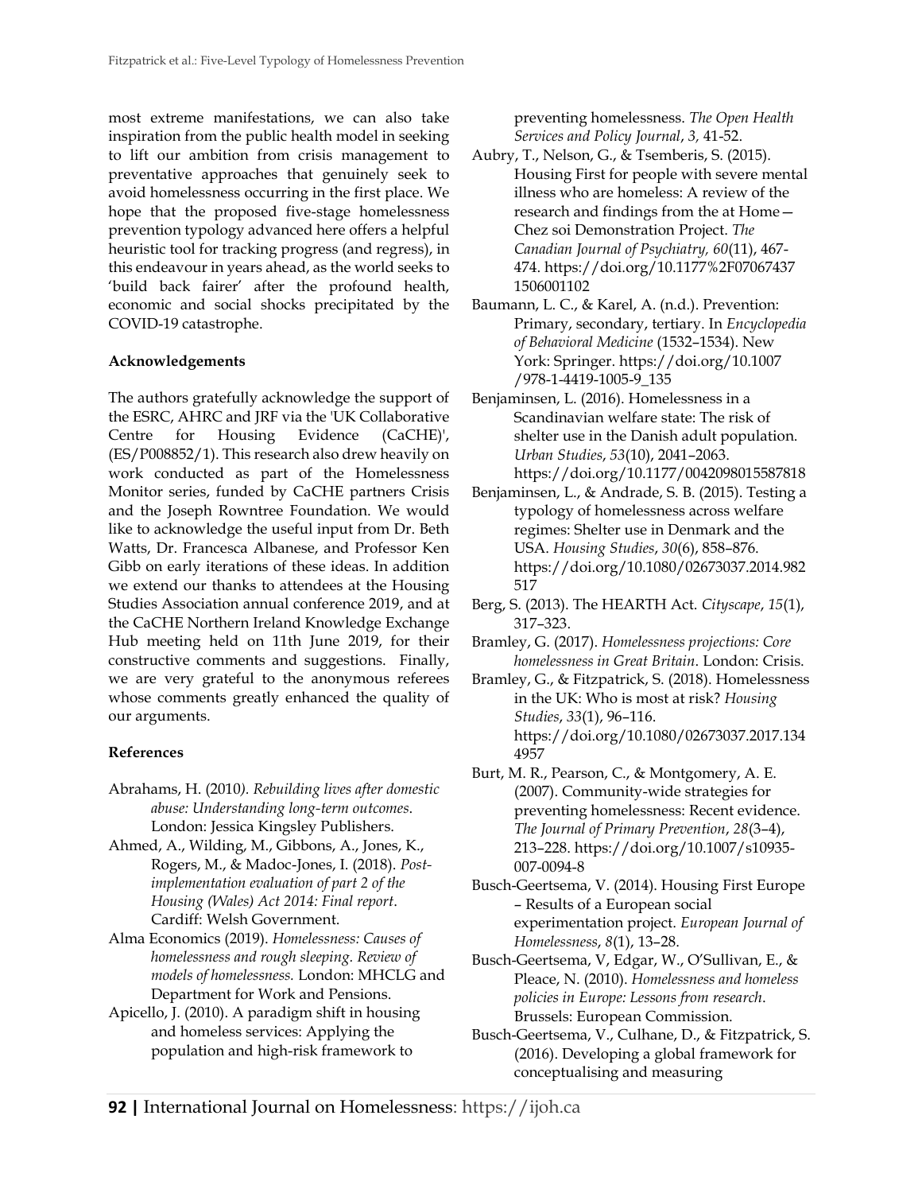most extreme manifestations, we can also take inspiration from the public health model in seeking to lift our ambition from crisis management to preventative approaches that genuinely seek to avoid homelessness occurring in the first place. We hope that the proposed five-stage homelessness prevention typology advanced here offers a helpful heuristic tool for tracking progress (and regress), in this endeavour in years ahead, as the world seeks to 'build back fairer' after the profound health, economic and social shocks precipitated by the COVID-19 catastrophe.

**Acknowledgements**

The authors gratefully acknowledge the support of the ESRC, AHRC and JRF via the 'UK Collaborative Centre for Housing Evidence (CaCHE)', (ES/P008852/1). This research also drew heavily on work conducted as part of the Homelessness Monitor series, funded by CaCHE partners Crisis and the Joseph Rowntree Foundation. We would like to acknowledge the useful input from Dr. Beth Watts, Dr. Francesca Albanese, and Professor Ken Gibb on early iterations of these ideas. In addition we extend our thanks to attendees at the Housing Studies Association annual conference 2019, and at the CaCHE Northern Ireland Knowledge Exchange Hub meeting held on 11th June 2019, for their constructive comments and suggestions. Finally, we are very grateful to the anonymous referees whose comments greatly enhanced the quality of our arguments.

**References**

Abrahams, H. (2010). *Rebuilding lives after domestic abuse: Understanding long-term outcomes*. London: Jessica Kingsley Publishers.

Ahmed, A., Wilding, M., Gibbons, A., Jones, K., Rogers, M., & Madoc-Jones, I. (2018). *Post-implementation evaluation of part 2 of the Housing (Wales) Act 2014: Final report*. Cardiff: Welsh Government.

Alma Economics (2019). *Homelessness: Causes of homelessness and rough sleeping. Review of models of homelessness.* London: MHCLG and Department for Work and Pensions.

Apicello, J. (2010). A paradigm shift in housing and homeless services: Applying the population and high-risk framework to preventing homelessness. *The Open Health Services and Policy Journal*, *3,* 41-52.

Aubry, T., Nelson, G., & Tsemberis, S. (2015). Housing First for people with severe mental illness who are homeless: A review of the research and findings from the at Home—Chez soi Demonstration Project. *The Canadian Journal of Psychiatry, 60*(11), 467-474. https://doi.org/10.1177%2F070674371506001102

Baumann, L. C., & Karel, A. (n.d.). Prevention: Primary, secondary, tertiary. In *Encyclopedia of Behavioral Medicine* (1532–1534). New York: Springer. https://doi.org/10.1007/978-1-4419-1005-9_135

Benjaminsen, L. (2016). Homelessness in a Scandinavian welfare state: The risk of shelter use in the Danish adult population. *Urban Studies*, *53*(10), 2041–2063. https://doi.org/10.1177/0042098015587818

Benjaminsen, L., & Andrade, S. B. (2015). Testing a typology of homelessness across welfare regimes: Shelter use in Denmark and the USA. *Housing Studies*, *30*(6), 858–876. https://doi.org/10.1080/02673037.2014.982517

Berg, S. (2013). The HEARTH Act. *Cityscape*, *15*(1), 317–323.

Bramley, G. (2017). *Homelessness projections: Core homelessness in Great Britain*. London: Crisis.

Bramley, G., & Fitzpatrick, S. (2018). Homelessness in the UK: Who is most at risk? *Housing Studies*, *33*(1), 96–116. https://doi.org/10.1080/02673037.2017.1344957

Burt, M. R., Pearson, C., & Montgomery, A. E. (2007). Community-wide strategies for preventing homelessness: Recent evidence. *The Journal of Primary Prevention*, *28*(3–4), 213–228. https://doi.org/10.1007/s10935-007-0094-8

Busch-Geertsema, V. (2014). Housing First Europe – Results of a European social experimentation project. *European Journal of Homelessness*, *8*(1), 13–28.

Busch-Geertsema, V, Edgar, W., O'Sullivan, E., & Pleace, N. (2010). *Homelessness and homeless policies in Europe: Lessons from research*. Brussels: European Commission.

Busch-Geertsema, V., Culhane, D., & Fitzpatrick, S. (2016). Developing a global framework for conceptualising and measuring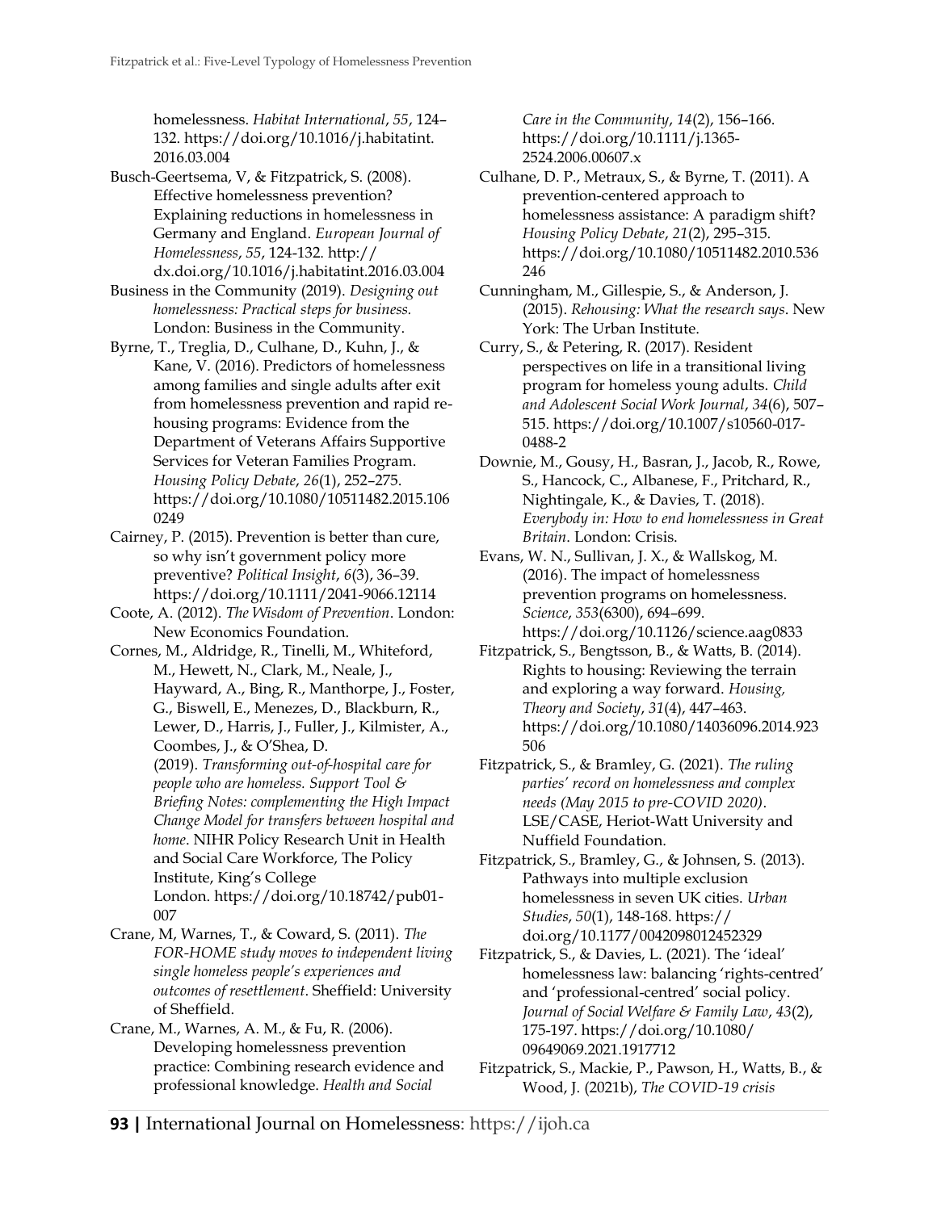homelessness. *Habitat International*, *55*, 124–132. https://doi.org/10.1016/j.habitatint.2016.03.004

Busch-Geertsema, V, & Fitzpatrick, S. (2008). Effective homelessness prevention? Explaining reductions in homelessness in Germany and England. *European Journal of Homelessness*, *55*, 124-132. http://dx.doi.org/10.1016/j.habitatint.2016.03.004

Business in the Community (2019). *Designing out homelessness: Practical steps for business.* London: Business in the Community.

Byrne, T., Treglia, D., Culhane, D., Kuhn, J., & Kane, V. (2016). Predictors of homelessness among families and single adults after exit from homelessness prevention and rapid re-housing programs: Evidence from the Department of Veterans Affairs Supportive Services for Veteran Families Program. *Housing Policy Debate*, *26*(1), 252–275. https://doi.org/10.1080/10511482.2015.1060249

Cairney, P. (2015). Prevention is better than cure, so why isn't government policy more preventive? *Political Insight*, *6*(3), 36–39. https://doi.org/10.1111/2041-9066.12114

Coote, A. (2012). *The Wisdom of Prevention*. London: New Economics Foundation.

Cornes, M., Aldridge, R., Tinelli, M., Whiteford, M., Hewett, N., Clark, M., Neale, J., Hayward, A., Bing, R., Manthorpe, J., Foster, G., Biswell, E., Menezes, D., Blackburn, R., Lewer, D., Harris, J., Fuller, J., Kilmister, A., Coombes, J., & O'Shea, D. (2019). *Transforming out-of-hospital care for people who are homeless. Support Tool & Briefing Notes: complementing the High Impact Change Model for transfers between hospital and home*. NIHR Policy Research Unit in Health and Social Care Workforce, The Policy Institute, King's College London. https://doi.org/10.18742/pub01-007

Crane, M, Warnes, T., & Coward, S. (2011). *The FOR-HOME study moves to independent living single homeless people's experiences and outcomes of resettlement*. Sheffield: University of Sheffield.

Crane, M., Warnes, A. M., & Fu, R. (2006). Developing homelessness prevention practice: Combining research evidence and professional knowledge. *Health and Social Care in the Community*, *14*(2), 156–166. https://doi.org/10.1111/j.1365-2524.2006.00607.x

Culhane, D. P., Metraux, S., & Byrne, T. (2011). A prevention-centered approach to homelessness assistance: A paradigm shift? *Housing Policy Debate*, *21*(2), 295–315. https://doi.org/10.1080/10511482.2010.536246

Cunningham, M., Gillespie, S., & Anderson, J. (2015). *Rehousing: What the research says*. New York: The Urban Institute.

Curry, S., & Petering, R. (2017). Resident perspectives on life in a transitional living program for homeless young adults. *Child and Adolescent Social Work Journal*, *34*(6), 507–515. https://doi.org/10.1007/s10560-017-0488-2

Downie, M., Gousy, H., Basran, J., Jacob, R., Rowe, S., Hancock, C., Albanese, F., Pritchard, R., Nightingale, K., & Davies, T. (2018). *Everybody in: How to end homelessness in Great Britain*. London: Crisis.

Evans, W. N., Sullivan, J. X., & Wallskog, M. (2016). The impact of homelessness prevention programs on homelessness. *Science*, *353*(6300), 694–699. https://doi.org/10.1126/science.aag0833

Fitzpatrick, S., Bengtsson, B., & Watts, B. (2014). Rights to housing: Reviewing the terrain and exploring a way forward. *Housing, Theory and Society*, *31*(4), 447–463. https://doi.org/10.1080/14036096.2014.923506

Fitzpatrick, S., & Bramley, G. (2021). *The ruling parties' record on homelessness and complex needs (May 2015 to pre-COVID 2020)*. LSE/CASE, Heriot-Watt University and Nuffield Foundation.

Fitzpatrick, S., Bramley, G., & Johnsen, S. (2013). Pathways into multiple exclusion homelessness in seven UK cities. *Urban Studies*, *50*(1), 148-168. https://doi.org/10.1177/0042098012452329

Fitzpatrick, S., & Davies, L. (2021). The 'ideal' homelessness law: balancing 'rights-centred' and 'professional-centred' social policy. *Journal of Social Welfare & Family Law*, *43*(2), 175-197. https://doi.org/10.1080/09649069.2021.1917712

Fitzpatrick, S., Mackie, P., Pawson, H., Watts, B., & Wood, J. (2021b), *The COVID-19 crisis*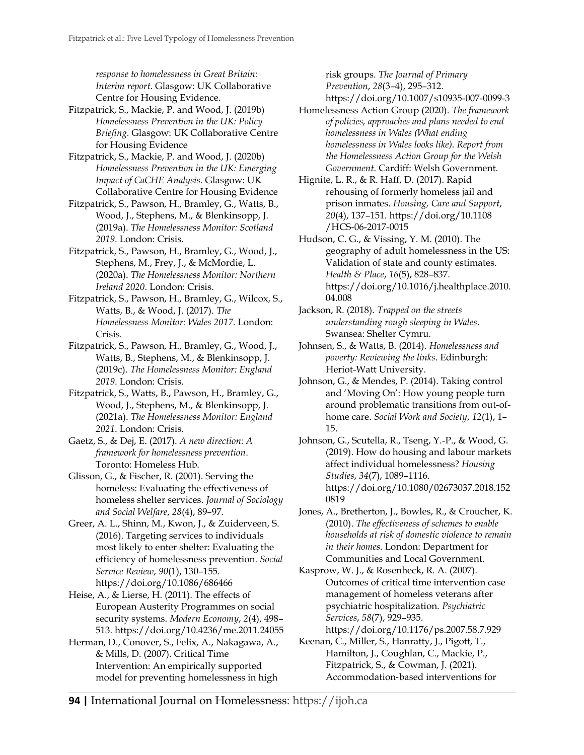*response to homelessness in Great Britain: Interim report*. Glasgow: UK Collaborative Centre for Housing Evidence.

Fitzpatrick, S., Mackie, P. and Wood, J. (2019b) *Homelessness Prevention in the UK: Policy Briefing*. Glasgow: UK Collaborative Centre for Housing Evidence

Fitzpatrick, S., Mackie, P. and Wood, J. (2020b) *Homelessness Prevention in the UK: Emerging Impact of CaCHE Analysis.* Glasgow: UK Collaborative Centre for Housing Evidence

Fitzpatrick, S., Pawson, H., Bramley, G., Watts, B., Wood, J., Stephens, M., & Blenkinsopp, J. (2019a). *The Homelessness Monitor: Scotland 2019*. London: Crisis.

Fitzpatrick, S., Pawson, H., Bramley, G., Wood, J., Stephens, M., Frey, J., & McMordie, L. (2020a). *The Homelessness Monitor: Northern Ireland 2020*. London: Crisis.

Fitzpatrick, S., Pawson, H., Bramley, G., Wilcox, S., Watts, B., & Wood, J. (2017). *The Homelessness Monitor: Wales 2017*. London: Crisis.

Fitzpatrick, S., Pawson, H., Bramley, G., Wood, J., Watts, B., Stephens, M., & Blenkinsopp, J. (2019c). *The Homelessness Monitor: England 2019*. London: Crisis.

Fitzpatrick, S., Watts, B., Pawson, H., Bramley, G., Wood, J., Stephens, M., & Blenkinsopp, J. (2021a). *The Homelessness Monitor: England 2021*. London: Crisis.

Gaetz, S., & Dej, E. (2017). *A new direction: A framework for homelessness prevention*. Toronto: Homeless Hub.

Glisson, G., & Fischer, R. (2001). Serving the homeless: Evaluating the effectiveness of homeless shelter services. *Journal of Sociology and Social Welfare*, *28*(4), 89–97.

Greer, A. L., Shinn, M., Kwon, J., & Zuiderveen, S. (2016). Targeting services to individuals most likely to enter shelter: Evaluating the efficiency of homelessness prevention. *Social Service Review*, *90*(1), 130–155. https://doi.org/10.1086/686466

Heise, A., & Lierse, H. (2011). The effects of European Austerity Programmes on social security systems. *Modern Economy*, *2*(4), 498–513. https://doi.org/10.4236/me.2011.24055

Herman, D., Conover, S., Felix, A., Nakagawa, A., & Mills, D. (2007). Critical Time Intervention: An empirically supported model for preventing homelessness in high risk groups. *The Journal of Primary Prevention*, *28*(3–4), 295–312. https://doi.org/10.1007/s10935-007-0099-3

Homelessness Action Group (2020). *The framework of policies, approaches and plans needed to end homelessness in Wales (What ending homelessness in Wales looks like). Report from the Homelessness Action Group for the Welsh Government*. Cardiff: Welsh Government.

Hignite, L. R., & R. Haff, D. (2017). Rapid rehousing of formerly homeless jail and prison inmates. *Housing, Care and Support*, *20*(4), 137–151. https://doi.org/10.1108/HCS-06-2017-0015

Hudson, C. G., & Vissing, Y. M. (2010). The geography of adult homelessness in the US: Validation of state and county estimates. *Health & Place*, *16*(5), 828–837. https://doi.org/10.1016/j.healthplace.2010.04.008

Jackson, R. (2018). *Trapped on the streets understanding rough sleeping in Wales*. Swansea: Shelter Cymru.

Johnsen, S., & Watts, B. (2014). *Homelessness and poverty: Reviewing the links*. Edinburgh: Heriot-Watt University.

Johnson, G., & Mendes, P. (2014). Taking control and 'Moving On': How young people turn around problematic transitions from out-of-home care. *Social Work and Society*, *12*(1), 1–15.

Johnson, G., Scutella, R., Tseng, Y.-P., & Wood, G. (2019). How do housing and labour markets affect individual homelessness? *Housing Studies*, *34*(7), 1089–1116. https://doi.org/10.1080/02673037.2018.1520819

Jones, A., Bretherton, J., Bowles, R., & Croucher, K. (2010). *The effectiveness of schemes to enable households at risk of domestic violence to remain in their homes*. London: Department for Communities and Local Government.

Kasprow, W. J., & Rosenheck, R. A. (2007). Outcomes of critical time intervention case management of homeless veterans after psychiatric hospitalization. *Psychiatric Services*, *58*(7), 929–935. https://doi.org/10.1176/ps.2007.58.7.929

Keenan, C., Miller, S., Hanratty, J., Pigott, T., Hamilton, J., Coughlan, C., Mackie, P., Fitzpatrick, S., & Cowman, J. (2021). Accommodation-based interventions for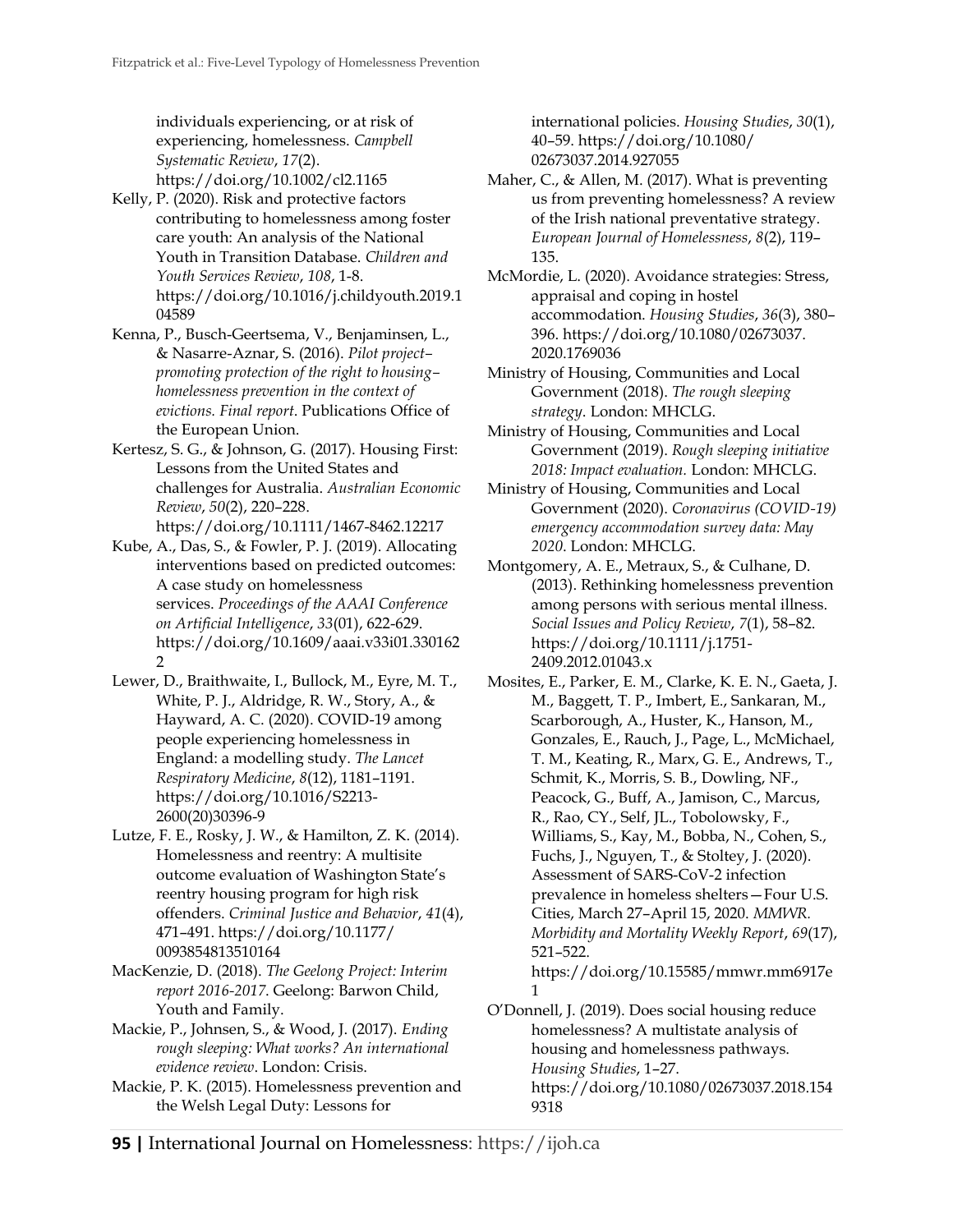individuals experiencing, or at risk of experiencing, homelessness. *Campbell Systematic Review*, *17*(2). https://doi.org/10.1002/cl2.1165

Kelly, P. (2020). Risk and protective factors contributing to homelessness among foster care youth: An analysis of the National Youth in Transition Database. *Children and Youth Services Review*, *108*, 1-8. https://doi.org/10.1016/j.childyouth.2019.104589

Kenna, P., Busch-Geertsema, V., Benjaminsen, L., & Nasarre-Aznar, S. (2016). *Pilot project–promoting protection of the right to housing–homelessness prevention in the context of evictions. Final report*. Publications Office of the European Union.

Kertesz, S. G., & Johnson, G. (2017). Housing First: Lessons from the United States and challenges for Australia. *Australian Economic Review*, *50*(2), 220–228. https://doi.org/10.1111/1467-8462.12217

Kube, A., Das, S., & Fowler, P. J. (2019). Allocating interventions based on predicted outcomes: A case study on homelessness services. *Proceedings of the AAAI Conference on Artificial Intelligence*, *33*(01), 622-629. https://doi.org/10.1609/aaai.v33i01.3301622

Lewer, D., Braithwaite, I., Bullock, M., Eyre, M. T., White, P. J., Aldridge, R. W., Story, A., & Hayward, A. C. (2020). COVID-19 among people experiencing homelessness in England: a modelling study. *The Lancet Respiratory Medicine*, *8*(12), 1181–1191. https://doi.org/10.1016/S2213-2600(20)30396-9

Lutze, F. E., Rosky, J. W., & Hamilton, Z. K. (2014). Homelessness and reentry: A multisite outcome evaluation of Washington State's reentry housing program for high risk offenders. *Criminal Justice and Behavior*, *41*(4), 471–491. https://doi.org/10.1177/0093854813510164

MacKenzie, D. (2018). *The Geelong Project: Interim report 2016-2017*. Geelong: Barwon Child, Youth and Family.

Mackie, P., Johnsen, S., & Wood, J. (2017). *Ending rough sleeping: What works? An international evidence review*. London: Crisis.

Mackie, P. K. (2015). Homelessness prevention and the Welsh Legal Duty: Lessons for international policies. *Housing Studies*, *30*(1), 40–59. https://doi.org/10.1080/02673037.2014.927055

Maher, C., & Allen, M. (2017). What is preventing us from preventing homelessness? A review of the Irish national preventative strategy. *European Journal of Homelessness*, *8*(2), 119–135.

McMordie, L. (2020). Avoidance strategies: Stress, appraisal and coping in hostel accommodation. *Housing Studies*, *36*(3), 380–396. https://doi.org/10.1080/02673037.2020.1769036

Ministry of Housing, Communities and Local Government (2018). *The rough sleeping strategy*. London: MHCLG.

Ministry of Housing, Communities and Local Government (2019). *Rough sleeping initiative 2018: Impact evaluation*. London: MHCLG.

Ministry of Housing, Communities and Local Government (2020). *Coronavirus (COVID-19) emergency accommodation survey data: May 2020*. London: MHCLG.

Montgomery, A. E., Metraux, S., & Culhane, D. (2013). Rethinking homelessness prevention among persons with serious mental illness. *Social Issues and Policy Review*, *7*(1), 58–82. https://doi.org/10.1111/j.1751-2409.2012.01043.x

Mosites, E., Parker, E. M., Clarke, K. E. N., Gaeta, J. M., Baggett, T. P., Imbert, E., Sankaran, M., Scarborough, A., Huster, K., Hanson, M., Gonzales, E., Rauch, J., Page, L., McMichael, T. M., Keating, R., Marx, G. E., Andrews, T., Schmit, K., Morris, S. B., Dowling, NF., Peacock, G., Buff, A., Jamison, C., Marcus, R., Rao, CY., Self, JL., Tobolowsky, F., Williams, S., Kay, M., Bobba, N., Cohen, S., Fuchs, J., Nguyen, T., & Stoltey, J. (2020). Assessment of SARS-CoV-2 infection prevalence in homeless shelters—Four U.S. Cities, March 27–April 15, 2020. *MMWR. Morbidity and Mortality Weekly Report*, *69*(17), 521–522. https://doi.org/10.15585/mmwr.mm6917e1

O'Donnell, J. (2019). Does social housing reduce homelessness? A multistate analysis of housing and homelessness pathways. *Housing Studies*, 1–27. https://doi.org/10.1080/02673037.2018.1549318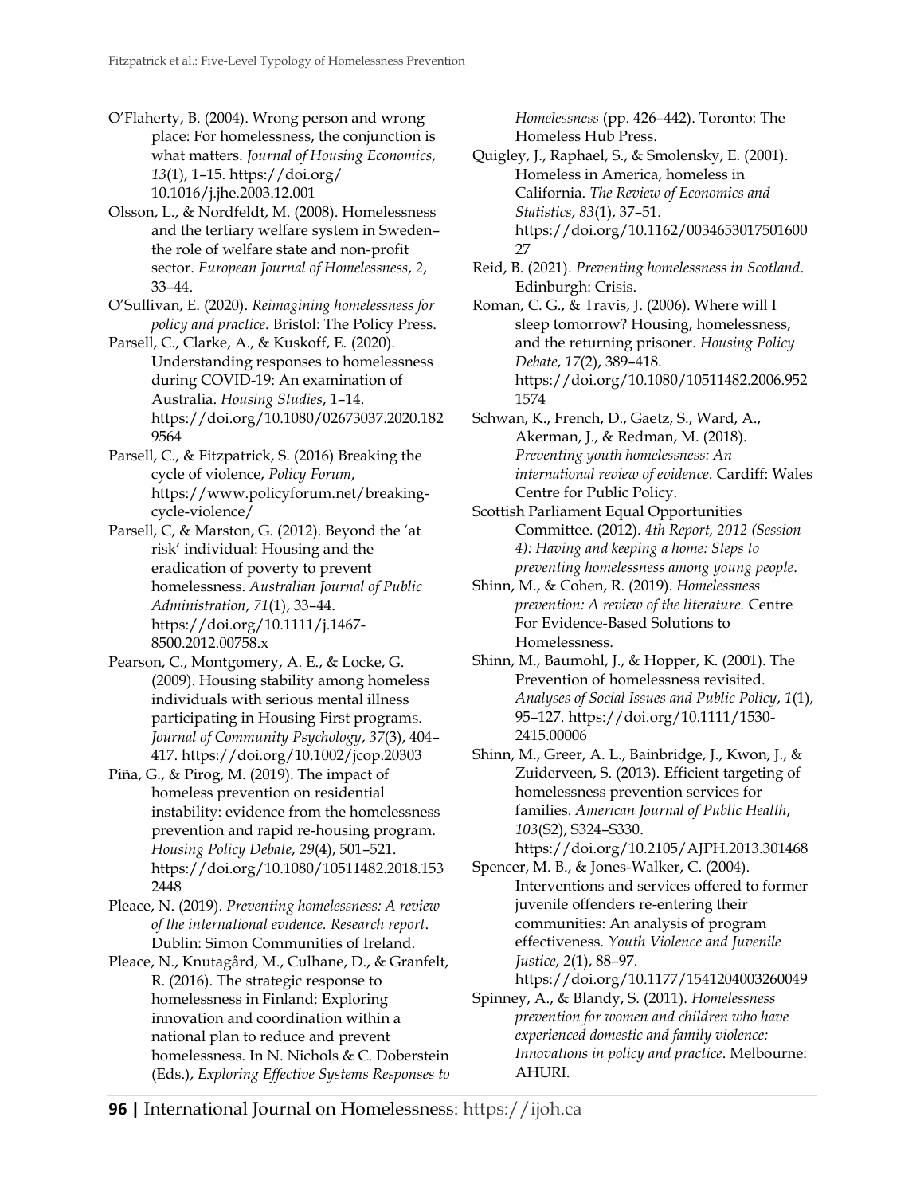O'Flaherty, B. (2004). Wrong person and wrong place: For homelessness, the conjunction is what matters. *Journal of Housing Economics*, *13*(1), 1–15. https://doi.org/10.1016/j.jhe.2003.12.001

Olsson, L., & Nordfeldt, M. (2008). Homelessness and the tertiary welfare system in Sweden–the role of welfare state and non-profit sector. *European Journal of Homelessness*, *2*, 33–44.

O'Sullivan, E. (2020). *Reimagining homelessness for policy and practice.* Bristol: The Policy Press.

Parsell, C., Clarke, A., & Kuskoff, E. (2020). Understanding responses to homelessness during COVID-19: An examination of Australia. *Housing Studies*, 1–14. https://doi.org/10.1080/02673037.2020.1829564

Parsell, C., & Fitzpatrick, S. (2016) Breaking the cycle of violence, *Policy Forum*, https://www.policyforum.net/breaking-cycle-violence/

Parsell, C, & Marston, G. (2012). Beyond the 'at risk' individual: Housing and the eradication of poverty to prevent homelessness. *Australian Journal of Public Administration*, *71*(1), 33–44. https://doi.org/10.1111/j.1467-8500.2012.00758.x

Pearson, C., Montgomery, A. E., & Locke, G. (2009). Housing stability among homeless individuals with serious mental illness participating in Housing First programs. *Journal of Community Psychology*, *37*(3), 404–417. https://doi.org/10.1002/jcop.20303

Piña, G., & Pirog, M. (2019). The impact of homeless prevention on residential instability: evidence from the homelessness prevention and rapid re-housing program. *Housing Policy Debate*, *29*(4), 501–521. https://doi.org/10.1080/10511482.2018.1532448

Pleace, N. (2019). *Preventing homelessness: A review of the international evidence. Research report*. Dublin: Simon Communities of Ireland.

Pleace, N., Knutagård, M., Culhane, D., & Granfelt, R. (2016). The strategic response to homelessness in Finland: Exploring innovation and coordination within a national plan to reduce and prevent homelessness. In N. Nichols & C. Doberstein (Eds.), *Exploring Effective Systems Responses to Homelessness* (pp. 426–442). Toronto: The Homeless Hub Press.

Quigley, J., Raphael, S., & Smolensky, E. (2001). Homeless in America, homeless in California. *The Review of Economics and Statistics*, *83*(1), 37–51. https://doi.org/10.1162/003465301750160027

Reid, B. (2021). *Preventing homelessness in Scotland*. Edinburgh: Crisis.

Roman, C. G., & Travis, J. (2006). Where will I sleep tomorrow? Housing, homelessness, and the returning prisoner. *Housing Policy Debate*, *17*(2), 389–418. https://doi.org/10.1080/10511482.2006.9521574

Schwan, K., French, D., Gaetz, S., Ward, A., Akerman, J., & Redman, M. (2018). *Preventing youth homelessness: An international review of evidence*. Cardiff: Wales Centre for Public Policy.

Scottish Parliament Equal Opportunities Committee. (2012). *4th Report, 2012 (Session 4): Having and keeping a home: Steps to preventing homelessness among young people*.

Shinn, M., & Cohen, R. (2019). *Homelessness prevention: A review of the literature.* Centre For Evidence-Based Solutions to Homelessness.

Shinn, M., Baumohl, J., & Hopper, K. (2001). The Prevention of homelessness revisited. *Analyses of Social Issues and Public Policy*, *1*(1), 95–127. https://doi.org/10.1111/1530-2415.00006

Shinn, M., Greer, A. L., Bainbridge, J., Kwon, J., & Zuiderveen, S. (2013). Efficient targeting of homelessness prevention services for families. *American Journal of Public Health*, *103*(S2), S324–S330. https://doi.org/10.2105/AJPH.2013.301468

Spencer, M. B., & Jones-Walker, C. (2004). Interventions and services offered to former juvenile offenders re-entering their communities: An analysis of program effectiveness. *Youth Violence and Juvenile Justice*, *2*(1), 88–97. https://doi.org/10.1177/1541204003260049

Spinney, A., & Blandy, S. (2011). *Homelessness prevention for women and children who have experienced domestic and family violence: Innovations in policy and practice*. Melbourne: AHURI.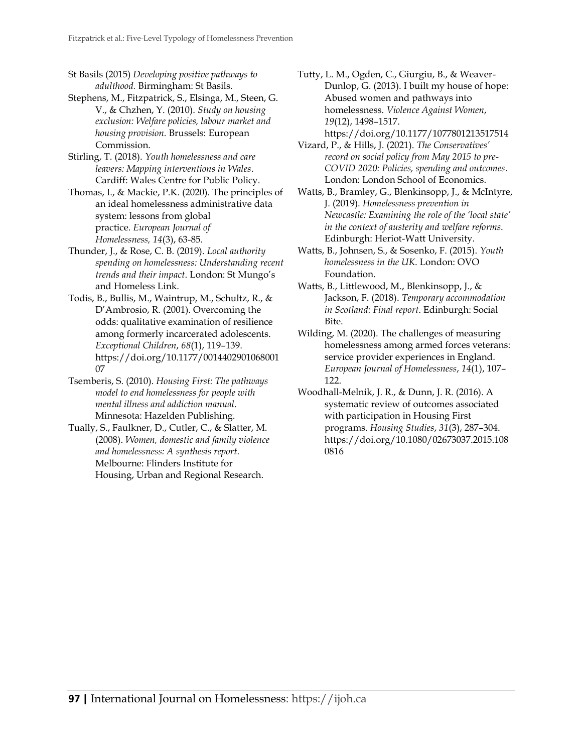St Basils (2015) *Developing positive pathways to adulthood.* Birmingham: St Basils.

Stephens, M., Fitzpatrick, S., Elsinga, M., Steen, G. V., & Chzhen, Y. (2010). *Study on housing exclusion: Welfare policies, labour market and housing provision.* Brussels: European Commission.

Stirling, T. (2018). *Youth homelessness and care leavers: Mapping interventions in Wales*. Cardiff: Wales Centre for Public Policy.

Thomas, I., & Mackie, P.K. (2020). The principles of an ideal homelessness administrative data system: lessons from global practice. *European Journal of Homelessness, 14*(3), 63-85.

Thunder, J., & Rose, C. B. (2019). *Local authority spending on homelessness: Understanding recent trends and their impact*. London: St Mungo's and Homeless Link.

Todis, B., Bullis, M., Waintrup, M., Schultz, R., & D'Ambrosio, R. (2001). Overcoming the odds: qualitative examination of resilience among formerly incarcerated adolescents. *Exceptional Children*, *68*(1), 119–139. https://doi.org/10.1177/001440290106800107

Tsemberis, S. (2010). *Housing First: The pathways model to end homelessness for people with mental illness and addiction manual*. Minnesota: Hazelden Publishing.

Tually, S., Faulkner, D., Cutler, C., & Slatter, M. (2008). *Women, domestic and family violence and homelessness: A synthesis report*. Melbourne: Flinders Institute for Housing, Urban and Regional Research.

Tutty, L. M., Ogden, C., Giurgiu, B., & Weaver-Dunlop, G. (2013). I built my house of hope: Abused women and pathways into homelessness. *Violence Against Women*, *19*(12), 1498–1517. https://doi.org/10.1177/1077801213517514

Vizard, P., & Hills, J. (2021). *The Conservatives' record on social policy from May 2015 to pre-COVID 2020: Policies, spending and outcomes*. London: London School of Economics.

Watts, B., Bramley, G., Blenkinsopp, J., & McIntyre, J. (2019). *Homelessness prevention in Newcastle: Examining the role of the 'local state' in the context of austerity and welfare reforms*. Edinburgh: Heriot-Watt University.

Watts, B., Johnsen, S., & Sosenko, F. (2015). *Youth homelessness in the UK*. London: OVO Foundation.

Watts, B., Littlewood, M., Blenkinsopp, J., & Jackson, F. (2018). *Temporary accommodation in Scotland: Final report*. Edinburgh: Social Bite.

Wilding, M. (2020). The challenges of measuring homelessness among armed forces veterans: service provider experiences in England. *European Journal of Homelessness*, *14*(1), 107–122.

Woodhall-Melnik, J. R., & Dunn, J. R. (2016). A systematic review of outcomes associated with participation in Housing First programs. *Housing Studies*, *31*(3), 287–304. https://doi.org/10.1080/02673037.2015.1080816